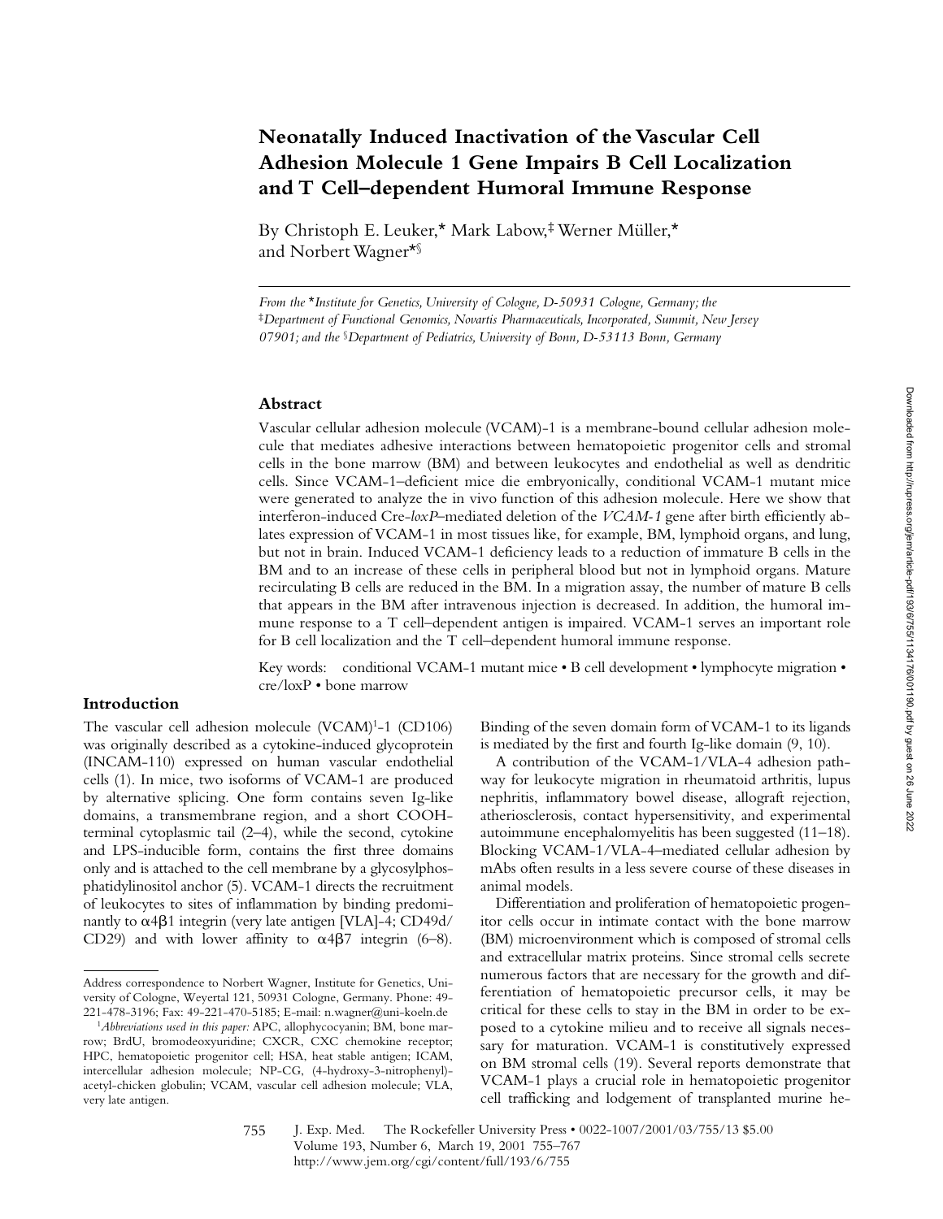# Neonatally Induced Inactivation of the Vascular Cell Adhesion Molecule 1 Gene Impairs B Cell Localization and T Cell–dependent Humoral Immune Response

By Christoph E. Leuker,* Mark Labow,‡ Werner Müller,* and Norbert Wagner*§

*From the \*Institute for Genetics, University of Cologne, D-50931 Cologne, Germany; the ‡Department of Functional Genomics, Novartis Pharmaceuticals, Incorporated, Summit, New Jersey 07901; and the §Department of Pediatrics, University of Bonn, D-53113 Bonn, Germany*

## Abstract

Vascular cellular adhesion molecule (VCAM)-1 is a membrane-bound cellular adhesion molecule that mediates adhesive interactions between hematopoietic progenitor cells and stromal cells in the bone marrow (BM) and between leukocytes and endothelial as well as dendritic cells. Since VCAM-1–deficient mice die embryonically, conditional VCAM-1 mutant mice were generated to analyze the in vivo function of this adhesion molecule. Here we show that interferon-induced Cre-*loxP*–mediated deletion of the *VCAM-1* gene after birth efficiently ablates expression of VCAM-1 in most tissues like, for example, BM, lymphoid organs, and lung, but not in brain. Induced VCAM-1 deficiency leads to a reduction of immature B cells in the BM and to an increase of these cells in peripheral blood but not in lymphoid organs. Mature recirculating B cells are reduced in the BM. In a migration assay, the number of mature B cells that appears in the BM after intravenous injection is decreased. In addition, the humoral immune response to a T cell–dependent antigen is impaired. VCAM-1 serves an important role for B cell localization and the T cell–dependent humoral immune response.

Key words: conditional VCAM-1 mutant mice • B cell development • lymphocyte migration • cre/loxP • bone marrow

## Introduction

The vascular cell adhesion molecule (VCAM)[1]-1 (CD106) was originally described as a cytokine-induced glycoprotein (INCAM-110) expressed on human vascular endothelial cells (1). In mice, two isoforms of VCAM-1 are produced by alternative splicing. One form contains seven Ig-like domains, a transmembrane region, and a short COOH-terminal cytoplasmic tail (2–4), while the second, cytokine and LPS-inducible form, contains the first three domains only and is attached to the cell membrane by a glycosylphosphatidylinositol anchor (5). VCAM-1 directs the recruitment of leukocytes to sites of inflammation by binding predominantly to $\alpha4\beta1$ integrin (very late antigen [VLA]-4; CD49d/CD29) and with lower affinity to $\alpha4\beta7$ integrin (6–8). Binding of the seven domain form of VCAM-1 to its ligands is mediated by the first and fourth Ig-like domain (9, 10).

A contribution of the VCAM-1/VLA-4 adhesion pathway for leukocyte migration in rheumatoid arthritis, lupus nephritis, inflammatory bowel disease, allograft rejection, atheriosclerosis, contact hypersensitivity, and experimental autoimmune encephalomyelitis has been suggested (11–18). Blocking VCAM-1/VLA-4–mediated cellular adhesion by mAbs often results in a less severe course of these diseases in animal models.

Differentiation and proliferation of hematopoietic progenitor cells occur in intimate contact with the bone marrow (BM) microenvironment which is composed of stromal cells and extracellular matrix proteins. Since stromal cells secrete numerous factors that are necessary for the growth and differentiation of hematopoietic precursor cells, it may be critical for these cells to stay in the BM in order to be exposed to a cytokine milieu and to receive all signals necessary for maturation. VCAM-1 is constitutively expressed on BM stromal cells (19). Several reports demonstrate that VCAM-1 plays a crucial role in hematopoietic progenitor cell trafficking and lodgement of transplanted murine he-

---

Address correspondence to Norbert Wagner, Institute for Genetics, University of Cologne, Weyertal 121, 50931 Cologne, Germany. Phone: 49-221-478-3196; Fax: 49-221-470-5185; E-mail: n.wagner@uni-koeln.de

[1]*Abbreviations used in this paper:* APC, allophycocyanin; BM, bone marrow; BrdU, bromodeoxyuridine; CXCR, CXC chemokine receptor; HPC, hematopoietic progenitor cell; HSA, heat stable antigen; ICAM, intercellular adhesion molecule; NP-CG, (4-hydroxy-3-nitrophenyl)-acetyl-chicken globulin; VCAM, vascular cell adhesion molecule; VLA, very late antigen.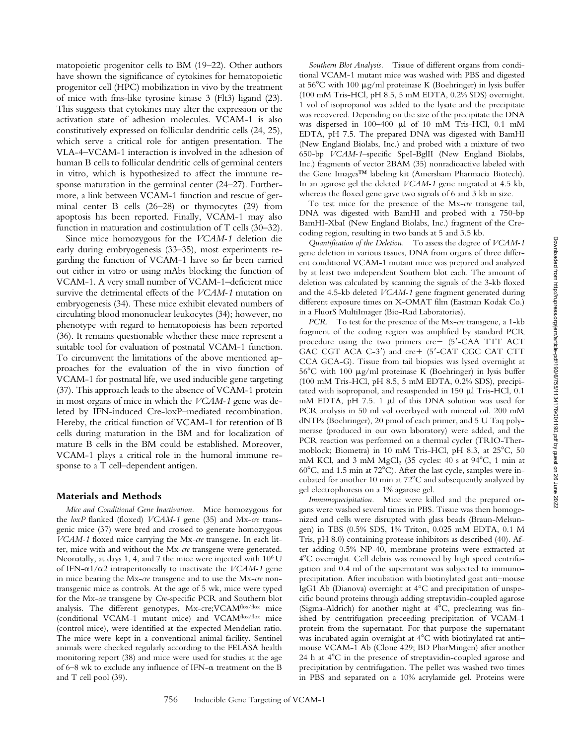matopoietic progenitor cells to BM (19–22). Other authors have shown the significance of cytokines for hematopoietic progenitor cell (HPC) mobilization in vivo by the treatment of mice with fms-like tyrosine kinase 3 (Flt3) ligand (23). This suggests that cytokines may alter the expression or the activation state of adhesion molecules. VCAM-1 is also constitutively expressed on follicular dendritic cells (24, 25), which serve a critical role for antigen presentation. The VLA-4–VCAM-1 interaction is involved in the adhesion of human B cells to follicular dendritic cells of germinal centers in vitro, which is hypothesized to affect the immune response maturation in the germinal center (24–27). Furthermore, a link between VCAM-1 function and rescue of germinal center B cells (26–28) or thymocytes (29) from apoptosis has been reported. Finally, VCAM-1 may also function in maturation and costimulation of T cells (30–32).

Since mice homozygous for the *VCAM-1* deletion die early during embryogenesis (33–35), most experiments regarding the function of VCAM-1 have so far been carried out either in vitro or using mAbs blocking the function of VCAM-1. A very small number of VCAM-1–deficient mice survive the detrimental effects of the *VCAM-1* mutation on embryogenesis (34). These mice exhibit elevated numbers of circulating blood mononuclear leukocytes (34); however, no phenotype with regard to hematopoiesis has been reported (36). It remains questionable whether these mice represent a suitable tool for evaluation of postnatal VCAM-1 function. To circumvent the limitations of the above mentioned approaches for the evaluation of the in vivo function of VCAM-1 for postnatal life, we used inducible gene targeting (37). This approach leads to the absence of VCAM-1 protein in most organs of mice in which the *VCAM-1* gene was deleted by IFN-induced Cre-loxP–mediated recombination. Hereby, the critical function of VCAM-1 for retention of B cells during maturation in the BM and for localization of mature B cells in the BM could be established. Moreover, VCAM-1 plays a critical role in the humoral immune response to a T cell–dependent antigen.

## Materials and Methods

*Mice and Conditional Gene Inactivation.* Mice homozygous for the *loxP* flanked (floxed) *VCAM-1* gene (35) and Mx-*cre* transgenic mice (37) were bred and crossed to generate homozygous *VCAM-1* floxed mice carrying the Mx-*cre* transgene. In each litter, mice with and without the Mx-*cre* transgene were generated. Neonatally, at days 1, 4, and 7 the mice were injected with $10^6$ U of IFN-α1/α2 intraperitoneally to inactivate the *VCAM-1* gene in mice bearing the Mx-*cre* transgene and to use the Mx-*cre* nontransgenic mice as controls. At the age of 5 wk, mice were typed for the Mx-*cre* transgene by *Cre*-specific PCR and Southern blot analysis. The different genotypes, Mx-cre;VCAM$^{flox/flox}$ mice (conditional VCAM-1 mutant mice) and VCAM$^{flox/flox}$ mice (control mice), were identified at the expected Mendelian ratio. The mice were kept in a conventional animal facility. Sentinel animals were checked regularly according to the FELASA health monitoring report (38) and mice were used for studies at the age of 6–8 wk to exclude any influence of IFN-α treatment on the B and T cell pool (39).

*Southern Blot Analysis.* Tissue of different organs from conditional VCAM-1 mutant mice was washed with PBS and digested at 56°C with 100 μg/ml proteinase K (Boehringer) in lysis buffer (100 mM Tris-HCl, pH 8.5, 5 mM EDTA, 0.2% SDS) overnight. 1 vol of isopropanol was added to the lysate and the precipitate was recovered. Depending on the size of the precipitate the DNA was dispersed in 100–400 μl of 10 mM Tris-HCl, 0.1 mM EDTA, pH 7.5. The prepared DNA was digested with BamHI (New England Biolabs, Inc.) and probed with a mixture of two 650-bp *VCAM-1*–specific SpeI-BglII (New England Biolabs, Inc.) fragments of vector 2BAM (35) nonradioactive labeled with the Gene Images™ labeling kit (Amersham Pharmacia Biotech). In an agarose gel the deleted *VCAM-1* gene migrated at 4.5 kb, whereas the floxed gene gave two signals of 6 and 3 kb in size.

To test mice for the presence of the Mx-*cre* transgene tail, DNA was digested with BamHI and probed with a 750-bp BamHI-XbaI (New England Biolabs, Inc.) fragment of the Cre-coding region, resulting in two bands at 5 and 3.5 kb.

*Quantification of the Deletion.* To assess the degree of *VCAM-1* gene deletion in various tissues, DNA from organs of three different conditional VCAM-1 mutant mice was prepared and analyzed by at least two independent Southern blot each. The amount of deletion was calculated by scanning the signals of the 3-kb floxed and the 4.5-kb deleted *VCAM-1* gene fragment generated during different exposure times on X-OMAT film (Eastman Kodak Co.) in a FluorS MultiImager (Bio-Rad Laboratories).

*PCR.* To test for the presence of the Mx-*cre* transgene, a 1-kb fragment of the coding region was amplified by standard PCR procedure using the two primers cre− (5′-CAA TTT ACT GAC CGT ACA C-3′) and cre+ (5′-CAT CGC CAT CTT CCA GCA-G). Tissue from tail biopsies was lysed overnight at 56°C with 100 μg/ml proteinase K (Boehringer) in lysis buffer (100 mM Tris-HCl, pH 8.5, 5 mM EDTA, 0.2% SDS), precipitated with isopropanol, and resuspended in 150 μl Tris-HCl, 0.1 mM EDTA, pH 7.5. 1 μl of this DNA solution was used for PCR analysis in 50 ml vol overlayed with mineral oil. 200 mM dNTPs (Boehringer), 20 pmol of each primer, and 5 U Taq polymerase (produced in our own laboratory) were added, and the PCR reaction was performed on a thermal cycler (TRIO-Thermoblock; Biometra) in 10 mM Tris-HCl, pH 8.3, at 25°C, 50 mM KCl, and 3 mM $MgCl_2$ (35 cycles: 40 s at 94°C, 1 min at 60°C, and 1.5 min at 72°C). After the last cycle, samples were incubated for another 10 min at 72°C and subsequently analyzed by gel electrophoresis on a 1% agarose gel.

*Immunoprecipitation.* Mice were killed and the prepared organs were washed several times in PBS. Tissue was then homogenized and cells were disrupted with glass beads (Braun-Melsungen) in TBS (0.5% SDS, 1% Triton, 0.025 mM EDTA, 0.1 M Tris, pH 8.0) containing protease inhibitors as described (40). After adding 0.5% NP-40, membrane proteins were extracted at 4°C overnight. Cell debris was removed by high speed centrifugation and 0.4 ml of the supernatant was subjected to immunoprecipitation. After incubation with biotinylated goat anti–mouse IgG1 Ab (Dianova) overnight at 4°C and precipitation of unspecific bound proteins through adding streptavidin-coupled agarose (Sigma-Aldrich) for another night at 4°C, preclearing was finished by centrifugation preceeding precipitation of VCAM-1 protein from the supernatant. For that purpose the supernatant was incubated again overnight at 4°C with biotinylated rat anti–mouse VCAM-1 Ab (Clone 429; BD PharMingen) after another 24 h at 4°C in the presence of streptavidin-coupled agarose and precipitation by centrifugation. The pellet was washed two times in PBS and separated on a 10% acrylamide gel. Proteins were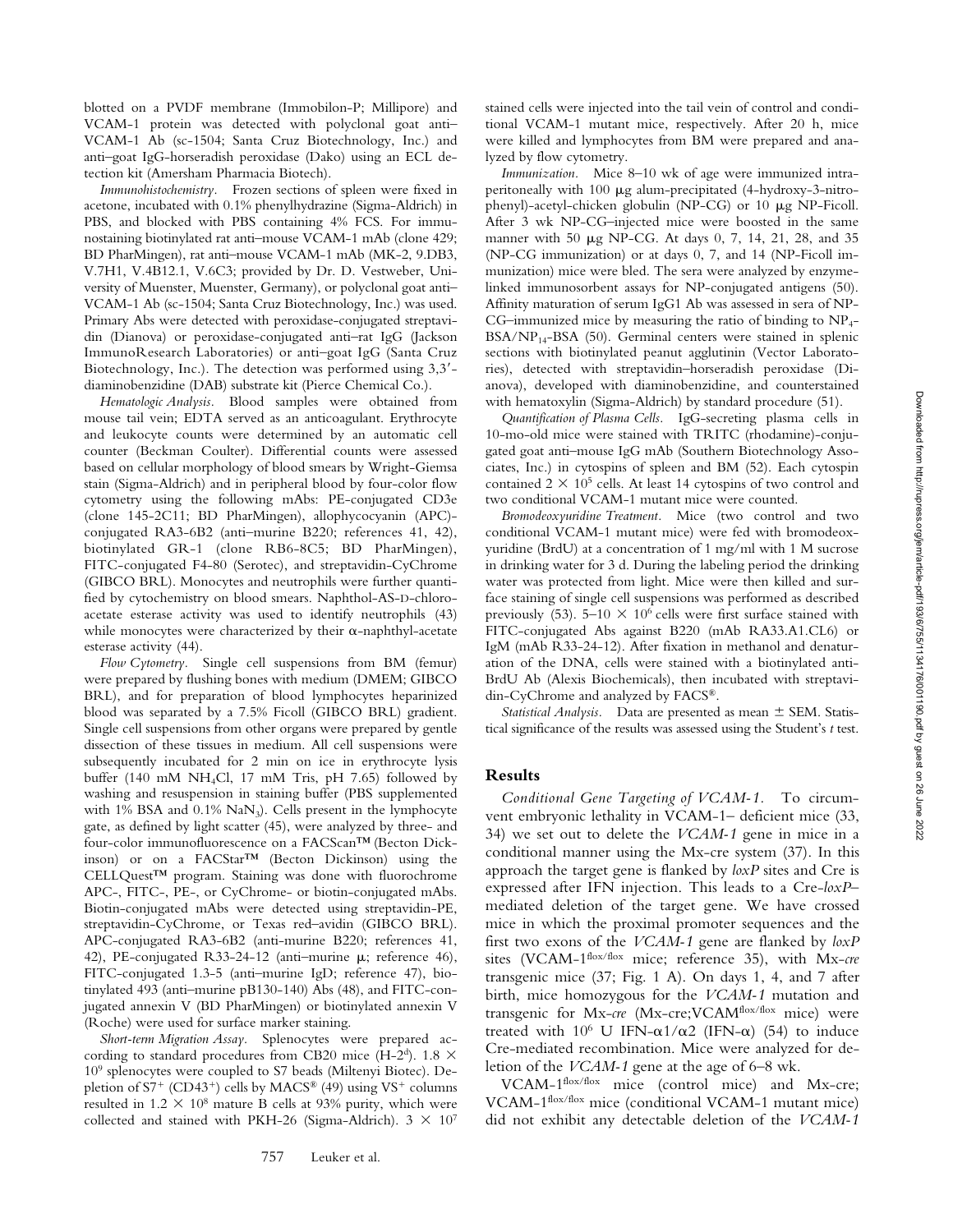blotted on a PVDF membrane (Immobilon-P; Millipore) and VCAM-1 protein was detected with polyclonal goat anti–VCAM-1 Ab (sc-1504; Santa Cruz Biotechnology, Inc.) and anti–goat IgG-horseradish peroxidase (Dako) using an ECL detection kit (Amersham Pharmacia Biotech).

*Immunohistochemistry.* Frozen sections of spleen were fixed in acetone, incubated with 0.1% phenylhydrazine (Sigma-Aldrich) in PBS, and blocked with PBS containing 4% FCS. For immunostaining biotinylated rat anti–mouse VCAM-1 mAb (clone 429; BD PharMingen), rat anti–mouse VCAM-1 mAb (MK-2, 9.DB3, V.7H1, V.4B12.1, V.6C3; provided by Dr. D. Vestweber, University of Muenster, Muenster, Germany), or polyclonal goat anti–VCAM-1 Ab (sc-1504; Santa Cruz Biotechnology, Inc.) was used. Primary Abs were detected with peroxidase-conjugated streptavidin (Dianova) or peroxidase-conjugated anti–rat IgG (Jackson ImmunoResearch Laboratories) or anti–goat IgG (Santa Cruz Biotechnology, Inc.). The detection was performed using 3,3′-diaminobenzidine (DAB) substrate kit (Pierce Chemical Co.).

*Hematologic Analysis.* Blood samples were obtained from mouse tail vein; EDTA served as an anticoagulant. Erythrocyte and leukocyte counts were determined by an automatic cell counter (Beckman Coulter). Differential counts were assessed based on cellular morphology of blood smears by Wright-Giemsa stain (Sigma-Aldrich) and in peripheral blood by four-color flow cytometry using the following mAbs: PE-conjugated CD3e (clone 145-2C11; BD PharMingen), allophycocyanin (APC)-conjugated RA3-6B2 (anti–murine B220; references 41, 42), biotinylated GR-1 (clone RB6-8C5; BD PharMingen), FITC-conjugated F4-80 (Serotec), and streptavidin-CyChrome (GIBCO BRL). Monocytes and neutrophils were further quantified by cytochemistry on blood smears. Naphthol-AS-D-chloroacetate esterase activity was used to identify neutrophils (43) while monocytes were characterized by their α-naphthyl-acetate esterase activity (44).

*Flow Cytometry.* Single cell suspensions from BM (femur) were prepared by flushing bones with medium (DMEM; GIBCO BRL), and for preparation of blood lymphocytes heparinized blood was separated by a 7.5% Ficoll (GIBCO BRL) gradient. Single cell suspensions from other organs were prepared by gentle dissection of these tissues in medium. All cell suspensions were subsequently incubated for 2 min on ice in erythrocyte lysis buffer (140 mM $NH_4Cl$, 17 mM Tris, pH 7.65) followed by washing and resuspension in staining buffer (PBS supplemented with 1% BSA and 0.1% $NaN_3$). Cells present in the lymphocyte gate, as defined by light scatter (45), were analyzed by three- and four-color immunofluorescence on a FACScan™ (Becton Dickinson) or on a FACStar™ (Becton Dickinson) using the CELLQuest™ program. Staining was done with fluorochrome APC-, FITC-, PE-, or CyChrome- or biotin-conjugated mAbs. Biotin-conjugated mAbs were detected using streptavidin-PE, streptavidin-CyChrome, or Texas red–avidin (GIBCO BRL). APC-conjugated RA3-6B2 (anti-murine B220; references 41, 42), PE-conjugated R33-24-12 (anti–murine μ; reference 46), FITC-conjugated 1.3-5 (anti–murine IgD; reference 47), biotinylated 493 (anti–murine pB130-140) Abs (48), and FITC-conjugated annexin V (BD PharMingen) or biotinylated annexin V (Roche) were used for surface marker staining.

*Short-term Migration Assay.* Splenocytes were prepared according to standard procedures from CB20 mice (H-2[d]). $1.8 \times 10^9$ splenocytes were coupled to S7 beads (Miltenyi Biotec). Depletion of $S7^+$ ($CD43^+$) cells by MACS® (49) using $VS^+$ columns resulted in $1.2 \times 10^8$ mature B cells at 93% purity, which were collected and stained with PKH-26 (Sigma-Aldrich). $3 \times 10^7$ stained cells were injected into the tail vein of control and conditional VCAM-1 mutant mice, respectively. After 20 h, mice were killed and lymphocytes from BM were prepared and analyzed by flow cytometry.

*Immunization.* Mice 8–10 wk of age were immunized intraperitoneally with 100 μg alum-precipitated (4-hydroxy-3-nitrophenyl)-acetyl-chicken globulin (NP-CG) or 10 μg NP-Ficoll. After 3 wk NP-CG–injected mice were boosted in the same manner with 50 μg NP-CG. At days 0, 7, 14, 21, 28, and 35 (NP-CG immunization) or at days 0, 7, and 14 (NP-Ficoll immunization) mice were bled. The sera were analyzed by enzyme-linked immunosorbent assays for NP-conjugated antigens (50). Affinity maturation of serum IgG1 Ab was assessed in sera of NP-CG–immunized mice by measuring the ratio of binding to $NP_4$-BSA/$NP_{14}$-BSA (50). Germinal centers were stained in splenic sections with biotinylated peanut agglutinin (Vector Laboratories), detected with streptavidin–horseradish peroxidase (Dianova), developed with diaminobenzidine, and counterstained with hematoxylin (Sigma-Aldrich) by standard procedure (51).

*Quantification of Plasma Cells.* IgG-secreting plasma cells in 10-mo-old mice were stained with TRITC (rhodamine)-conjugated goat anti–mouse IgG mAb (Southern Biotechnology Associates, Inc.) in cytospins of spleen and BM (52). Each cytospin contained $2 \times 10^5$ cells. At least 14 cytospins of two control and two conditional VCAM-1 mutant mice were counted.

*Bromodeoxyuridine Treatment.* Mice (two control and two conditional VCAM-1 mutant mice) were fed with bromodeoxyuridine (BrdU) at a concentration of 1 mg/ml with 1 M sucrose in drinking water for 3 d. During the labeling period the drinking water was protected from light. Mice were then killed and surface staining of single cell suspensions was performed as described previously (53). $5–10 \times 10^6$ cells were first surface stained with FITC-conjugated Abs against B220 (mAb RA33.A1.CL6) or IgM (mAb R33-24-12). After fixation in methanol and denaturation of the DNA, cells were stained with a biotinylated anti-BrdU Ab (Alexis Biochemicals), then incubated with streptavidin-CyChrome and analyzed by FACS®.

*Statistical Analysis.* Data are presented as mean ± SEM. Statistical significance of the results was assessed using the Student's *t* test.

## Results

*Conditional Gene Targeting of VCAM-1.* To circumvent embryonic lethality in VCAM-1– deficient mice (33, 34) we set out to delete the *VCAM-1* gene in mice in a conditional manner using the Mx-cre system (37). In this approach the target gene is flanked by *loxP* sites and Cre is expressed after IFN injection. This leads to a Cre-*loxP*–mediated deletion of the target gene. We have crossed mice in which the proximal promoter sequences and the first two exons of the *VCAM-1* gene are flanked by *loxP* sites (VCAM-1[flox/flox] mice; reference 35), with Mx-*cre* transgenic mice (37; Fig. 1 A). On days 1, 4, and 7 after birth, mice homozygous for the *VCAM-1* mutation and transgenic for Mx-*cre* (Mx-cre;VCAM[flox/flox] mice) were treated with $10^6$ U IFN-α1/α2 (IFN-α) (54) to induce Cre-mediated recombination. Mice were analyzed for deletion of the *VCAM-1* gene at the age of 6–8 wk.

VCAM-1[flox/flox] mice (control mice) and Mx-cre; VCAM-1[flox/flox] mice (conditional VCAM-1 mutant mice) did not exhibit any detectable deletion of the *VCAM-1*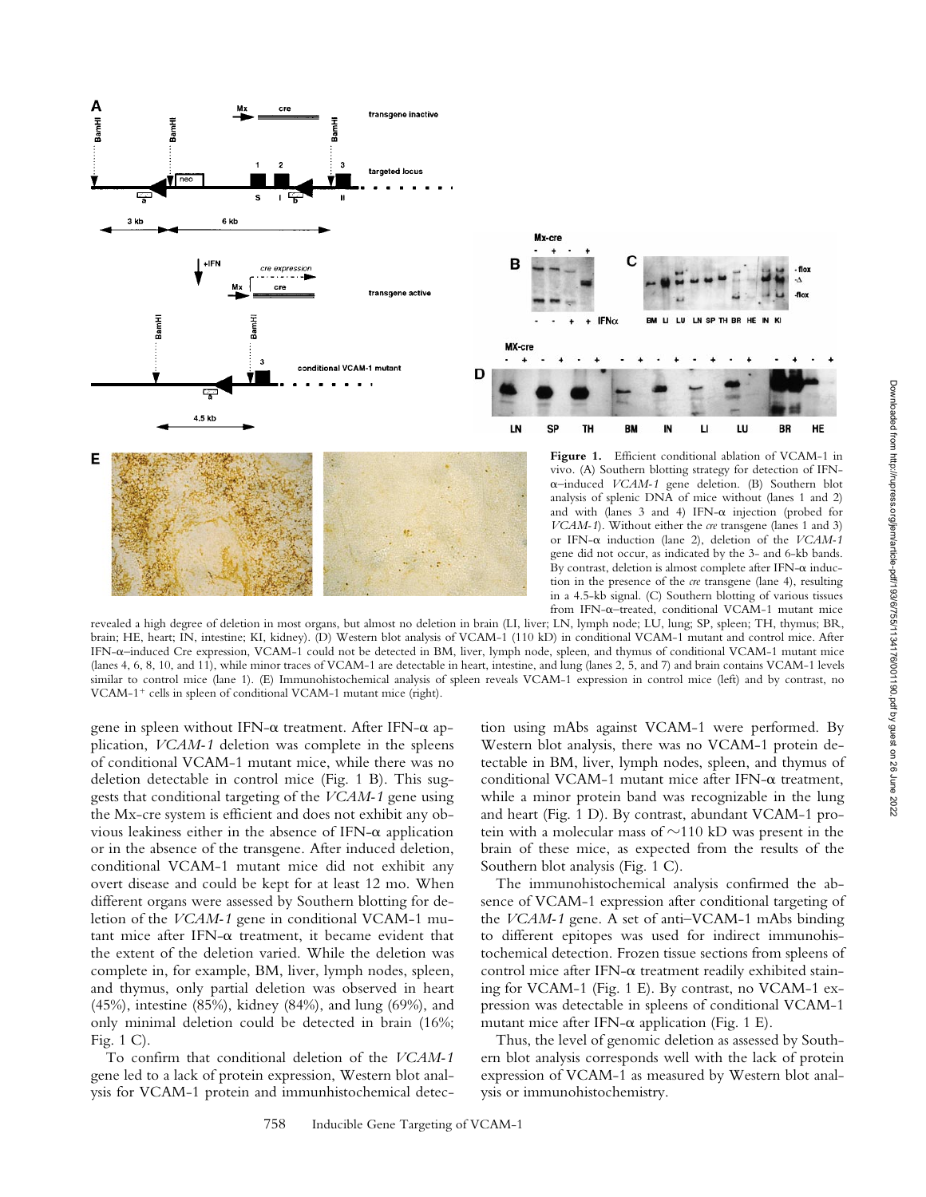**Figure 1.** Efficient conditional ablation of VCAM-1 in vivo. (A) Southern blotting strategy for detection of IFN-α–induced *VCAM-1* gene deletion. (B) Southern blot analysis of splenic DNA of mice without (lanes 1 and 2) and with (lanes 3 and 4) IFN-α injection (probed for *VCAM-1*). Without either the *cre* transgene (lanes 1 and 3) or IFN-α induction (lane 2), deletion of the *VCAM-1* gene did not occur, as indicated by the 3- and 6-kb bands. By contrast, deletion is almost complete after IFN-α induction in the presence of the *cre* transgene (lane 4), resulting in a 4.5-kb signal. (C) Southern blotting of various tissues from IFN-α–treated, conditional VCAM-1 mutant mice revealed a high degree of deletion in most organs, but almost no deletion in brain (LI, liver; LN, lymph node; LU, lung; SP, spleen; TH, thymus; BR, brain; HE, heart; IN, intestine; KI, kidney). (D) Western blot analysis of VCAM-1 (110 kD) in conditional VCAM-1 mutant and control mice. After IFN-α–induced Cre expression, VCAM-1 could not be detected in BM, liver, lymph node, spleen, and thymus of conditional VCAM-1 mutant mice (lanes 4, 6, 8, 10, and 11), while minor traces of VCAM-1 are detectable in heart, intestine, and lung (lanes 2, 5, and 7) and brain contains VCAM-1 levels similar to control mice (lane 1). (E) Immunohistochemical analysis of spleen reveals VCAM-1 expression in control mice (left) and by contrast, no VCAM-1⁺ cells in spleen of conditional VCAM-1 mutant mice (right).

gene in spleen without IFN-α treatment. After IFN-α application, *VCAM-1* deletion was complete in the spleens of conditional VCAM-1 mutant mice, while there was no deletion detectable in control mice (Fig. 1 B). This suggests that conditional targeting of the *VCAM-1* gene using the Mx-cre system is efficient and does not exhibit any obvious leakiness either in the absence of IFN-α application or in the absence of the transgene. After induced deletion, conditional VCAM-1 mutant mice did not exhibit any overt disease and could be kept for at least 12 mo. When different organs were assessed by Southern blotting for deletion of the *VCAM-1* gene in conditional VCAM-1 mutant mice after IFN-α treatment, it became evident that the extent of the deletion varied. While the deletion was complete in, for example, BM, liver, lymph nodes, spleen, and thymus, only partial deletion was observed in heart (45%), intestine (85%), kidney (84%), and lung (69%), and only minimal deletion could be detected in brain (16%; Fig. 1 C).

To confirm that conditional deletion of the *VCAM-1* gene led to a lack of protein expression, Western blot analysis for VCAM-1 protein and immunhistochemical detection using mAbs against VCAM-1 were performed. By Western blot analysis, there was no VCAM-1 protein detectable in BM, liver, lymph nodes, spleen, and thymus of conditional VCAM-1 mutant mice after IFN-α treatment, while a minor protein band was recognizable in the lung and heart (Fig. 1 D). By contrast, abundant VCAM-1 protein with a molecular mass of ~110 kD was present in the brain of these mice, as expected from the results of the Southern blot analysis (Fig. 1 C).

The immunohistochemical analysis confirmed the absence of VCAM-1 expression after conditional targeting of the *VCAM-1* gene. A set of anti–VCAM-1 mAbs binding to different epitopes was used for indirect immunohistochemical detection. Frozen tissue sections from spleens of control mice after IFN-α treatment readily exhibited staining for VCAM-1 (Fig. 1 E). By contrast, no VCAM-1 expression was detectable in spleens of conditional VCAM-1 mutant mice after IFN-α application (Fig. 1 E).

Thus, the level of genomic deletion as assessed by Southern blot analysis corresponds well with the lack of protein expression of VCAM-1 as measured by Western blot analysis or immunohistochemistry.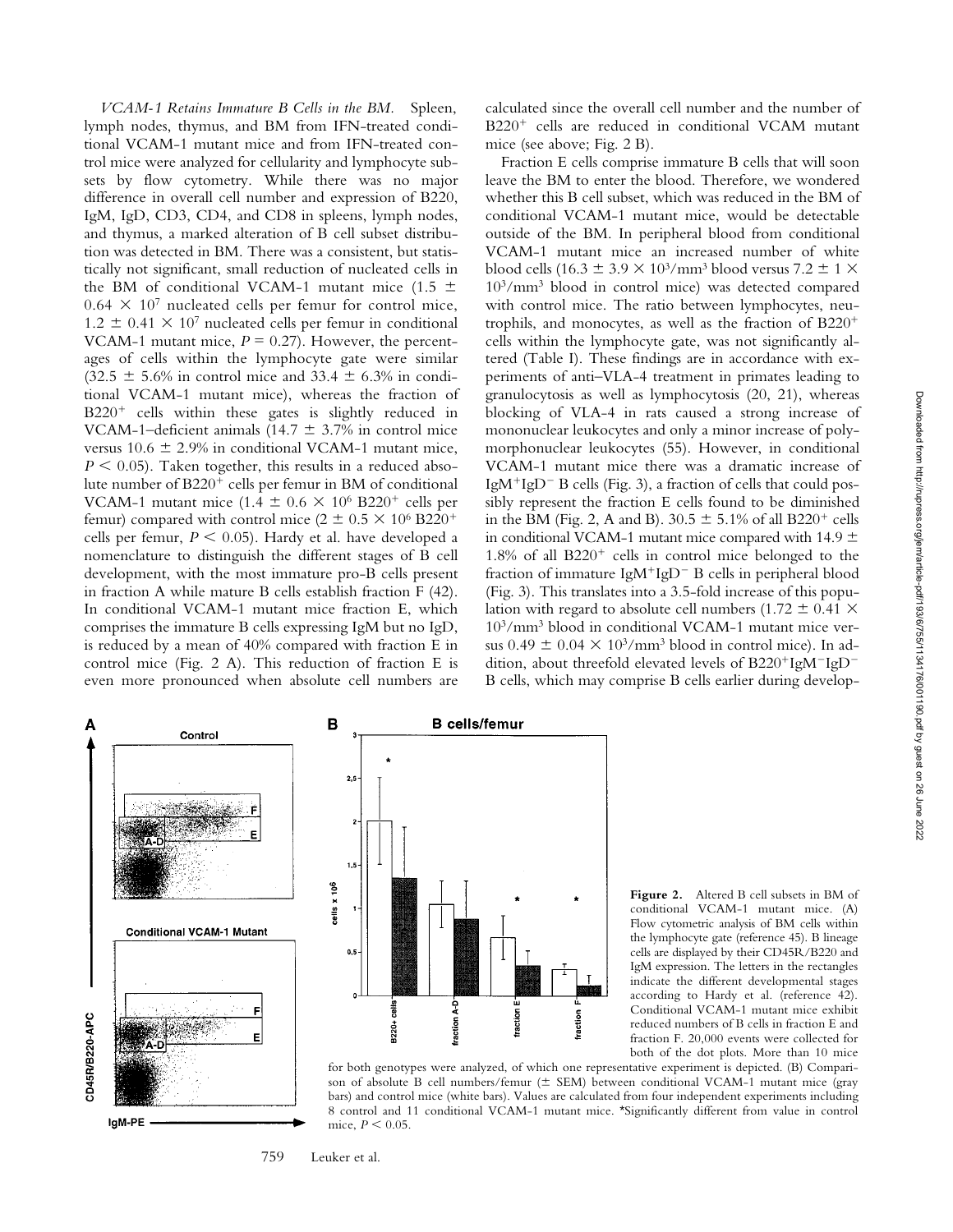*VCAM-1 Retains Immature B Cells in the BM.* Spleen, lymph nodes, thymus, and BM from IFN-treated conditional VCAM-1 mutant mice and from IFN-treated control mice were analyzed for cellularity and lymphocyte subsets by flow cytometry. While there was no major difference in overall cell number and expression of B220, IgM, IgD, CD3, CD4, and CD8 in spleens, lymph nodes, and thymus, a marked alteration of B cell subset distribution was detected in BM. There was a consistent, but statistically not significant, small reduction of nucleated cells in the BM of conditional VCAM-1 mutant mice ($1.5 \pm 0.64 \times 10^7$ nucleated cells per femur for control mice, $1.2 \pm 0.41 \times 10^7$ nucleated cells per femur in conditional VCAM-1 mutant mice, $P = 0.27$). However, the percentages of cells within the lymphocyte gate were similar ($32.5 \pm 5.6\%$ in control mice and $33.4 \pm 6.3\%$ in conditional VCAM-1 mutant mice), whereas the fraction of $B220^+$ cells within these gates is slightly reduced in VCAM-1–deficient animals ($14.7 \pm 3.7\%$ in control mice versus $10.6 \pm 2.9\%$ in conditional VCAM-1 mutant mice, $P < 0.05$). Taken together, this results in a reduced absolute number of $B220^+$ cells per femur in BM of conditional VCAM-1 mutant mice ($1.4 \pm 0.6 \times 10^6$ $B220^+$ cells per femur) compared with control mice ($2 \pm 0.5 \times 10^6$ $B220^+$ cells per femur, $P < 0.05$). Hardy et al. have developed a nomenclature to distinguish the different stages of B cell development, with the most immature pro-B cells present in fraction A while mature B cells establish fraction F (42). In conditional VCAM-1 mutant mice fraction E, which comprises the immature B cells expressing IgM but no IgD, is reduced by a mean of 40% compared with fraction E in control mice (Fig. 2 A). This reduction of fraction E is even more pronounced when absolute cell numbers are calculated since the overall cell number and the number of $B220^+$ cells are reduced in conditional VCAM mutant mice (see above; Fig. 2 B).

Fraction E cells comprise immature B cells that will soon leave the BM to enter the blood. Therefore, we wondered whether this B cell subset, which was reduced in the BM of conditional VCAM-1 mutant mice, would be detectable outside of the BM. In peripheral blood from conditional VCAM-1 mutant mice an increased number of white blood cells ($16.3 \pm 3.9 \times 10^3/\text{mm}^3$ blood versus $7.2 \pm 1 \times 10^3/\text{mm}^3$ blood in control mice) was detected compared with control mice. The ratio between lymphocytes, neutrophils, and monocytes, as well as the fraction of $B220^+$ cells within the lymphocyte gate, was not significantly altered (Table I). These findings are in accordance with experiments of anti–VLA-4 treatment in primates leading to granulocytosis as well as lymphocytosis (20, 21), whereas blocking of VLA-4 in rats caused a strong increase of mononuclear leukocytes and only a minor increase of polymorphonuclear leukocytes (55). However, in conditional VCAM-1 mutant mice there was a dramatic increase of $IgM^+IgD^-$ B cells (Fig. 3), a fraction of cells that could possibly represent the fraction E cells found to be diminished in the BM (Fig. 2, A and B). $30.5 \pm 5.1\%$ of all $B220^+$ cells in conditional VCAM-1 mutant mice compared with $14.9 \pm 1.8\%$ of all $B220^+$ cells in control mice belonged to the fraction of immature $IgM^+IgD^-$ B cells in peripheral blood (Fig. 3). This translates into a 3.5-fold increase of this population with regard to absolute cell numbers ($1.72 \pm 0.41 \times 10^3/\text{mm}^3$ blood in conditional VCAM-1 mutant mice versus $0.49 \pm 0.04 \times 10^3/\text{mm}^3$ blood in control mice). In addition, about threefold elevated levels of $B220^+IgM^-IgD^-$ B cells, which may comprise B cells earlier during develop-

**Figure 2.** Altered B cell subsets in BM of conditional VCAM-1 mutant mice. (A) Flow cytometric analysis of BM cells within the lymphocyte gate (reference 45). B lineage cells are displayed by their CD45R/B220 and IgM expression. The letters in the rectangles indicate the different developmental stages according to Hardy et al. (reference 42). Conditional VCAM-1 mutant mice exhibit reduced numbers of B cells in fraction E and fraction F. 20,000 events were collected for both of the dot plots. More than 10 mice for both genotypes were analyzed, of which one representative experiment is depicted. (B) Comparison of absolute B cell numbers/femur (± SEM) between conditional VCAM-1 mutant mice (gray bars) and control mice (white bars). Values are calculated from four independent experiments including 8 control and 11 conditional VCAM-1 mutant mice. *Significantly different from value in control mice, $P < 0.05$.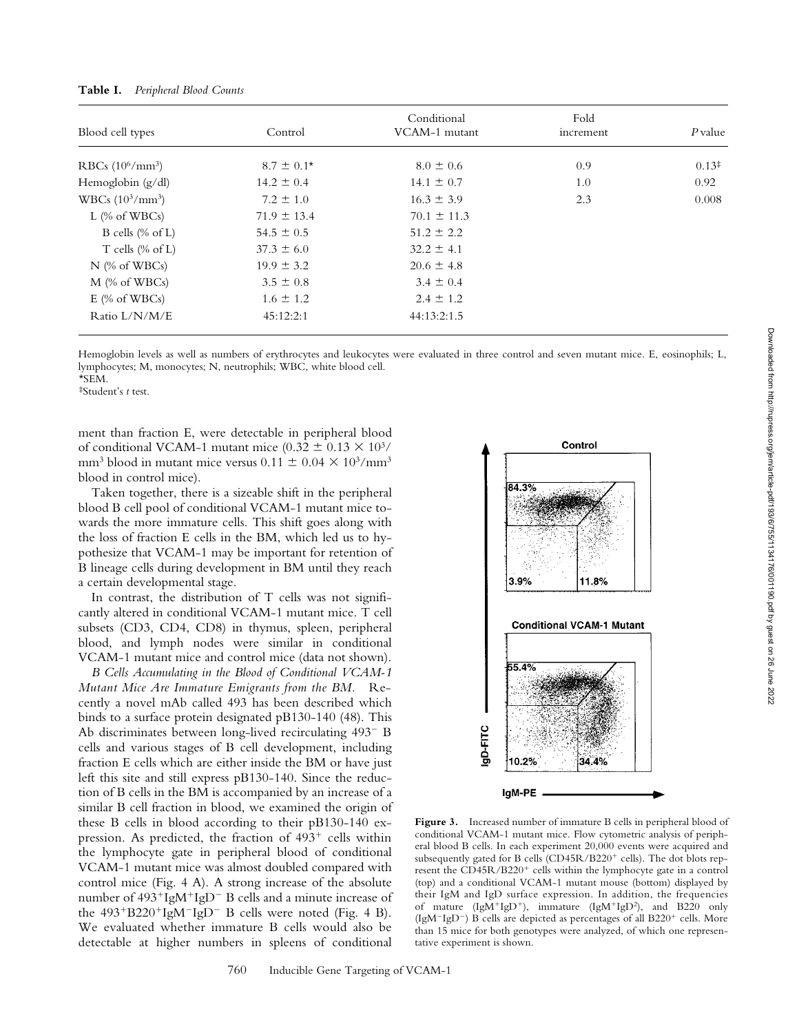**Table I.** *Peripheral Blood Counts*

| Blood cell types | Control | Conditional VCAM-1 mutant | Fold increment | *P* value |
|---|---|---|---|---|
| RBCs ($10^6$/mm$^3$) | 8.7 ± 0.1* | 8.0 ± 0.6 | 0.9 | 0.13‡ |
| Hemoglobin (g/dl) | 14.2 ± 0.4 | 14.1 ± 0.7 | 1.0 | 0.92 |
| WBCs ($10^3$/mm$^3$) | 7.2 ± 1.0 | 16.3 ± 3.9 | 2.3 | 0.008 |
| L (% of WBCs) | 71.9 ± 13.4 | 70.1 ± 11.3 | | |
| B cells (% of L) | 54.5 ± 0.5 | 51.2 ± 2.2 | | |
| T cells (% of L) | 37.3 ± 6.0 | 32.2 ± 4.1 | | |
| N (% of WBCs) | 19.9 ± 3.2 | 20.6 ± 4.8 | | |
| M (% of WBCs) | 3.5 ± 0.8 | 3.4 ± 0.4 | | |
| E (% of WBCs) | 1.6 ± 1.2 | 2.4 ± 1.2 | | |
| Ratio L/N/M/E | 45:12:2:1 | 44:13:2:1.5 | | |

Hemoglobin levels as well as numbers of erythrocytes and leukocytes were evaluated in three control and seven mutant mice. E, eosinophils; L, lymphocytes; M, monocytes; N, neutrophils; WBC, white blood cell.
*SEM.
‡Student's *t* test.

ment than fraction E, were detectable in peripheral blood of conditional VCAM-1 mutant mice ($0.32 \pm 0.13 \times 10^3$/mm$^3$ blood in mutant mice versus $0.11 \pm 0.04 \times 10^3$/mm$^3$ blood in control mice).

Taken together, there is a sizeable shift in the peripheral blood B cell pool of conditional VCAM-1 mutant mice towards the more immature cells. This shift goes along with the loss of fraction E cells in the BM, which led us to hypothesize that VCAM-1 may be important for retention of B lineage cells during development in BM until they reach a certain developmental stage.

In contrast, the distribution of T cells was not significantly altered in conditional VCAM-1 mutant mice. T cell subsets (CD3, CD4, CD8) in thymus, spleen, peripheral blood, and lymph nodes were similar in conditional VCAM-1 mutant mice and control mice (data not shown).

*B Cells Accumulating in the Blood of Conditional VCAM-1 Mutant Mice Are Immature Emigrants from the BM.* Recently a novel mAb called 493 has been described which binds to a surface protein designated pB130-140 (48). This Ab discriminates between long-lived recirculating 493$^-$ B cells and various stages of B cell development, including fraction E cells which are either inside the BM or have just left this site and still express pB130-140. Since the reduction of B cells in the BM is accompanied by an increase of a similar B cell fraction in blood, we examined the origin of these B cells in blood according to their pB130-140 expression. As predicted, the fraction of 493$^+$ cells within the lymphocyte gate in peripheral blood of conditional VCAM-1 mutant mice was almost doubled compared with control mice (Fig. 4 A). A strong increase of the absolute number of 493$^+$IgM$^+$IgD$^-$ B cells and a minute increase of the 493$^+$B220$^+$IgM$^-$IgD$^-$ B cells were noted (Fig. 4 B). We evaluated whether immature B cells would also be detectable at higher numbers in spleens of conditional

**Figure 3.** Increased number of immature B cells in peripheral blood of conditional VCAM-1 mutant mice. Flow cytometric analysis of peripheral blood B cells. In each experiment 20,000 events were acquired and subsequently gated for B cells (CD45R/B220$^+$ cells). The dot blots represent the CD45R/B220$^+$ cells within the lymphocyte gate in a control (top) and a conditional VCAM-1 mutant mouse (bottom) displayed by their IgM and IgD surface expression. In addition, the frequencies of mature (IgM$^+$IgD$^+$), immature (IgM$^+$IgD$^?$), and B220 only (IgM$^-$IgD$^-$) B cells are depicted as percentages of all B220$^+$ cells. More than 15 mice for both genotypes were analyzed, of which one representative experiment is shown.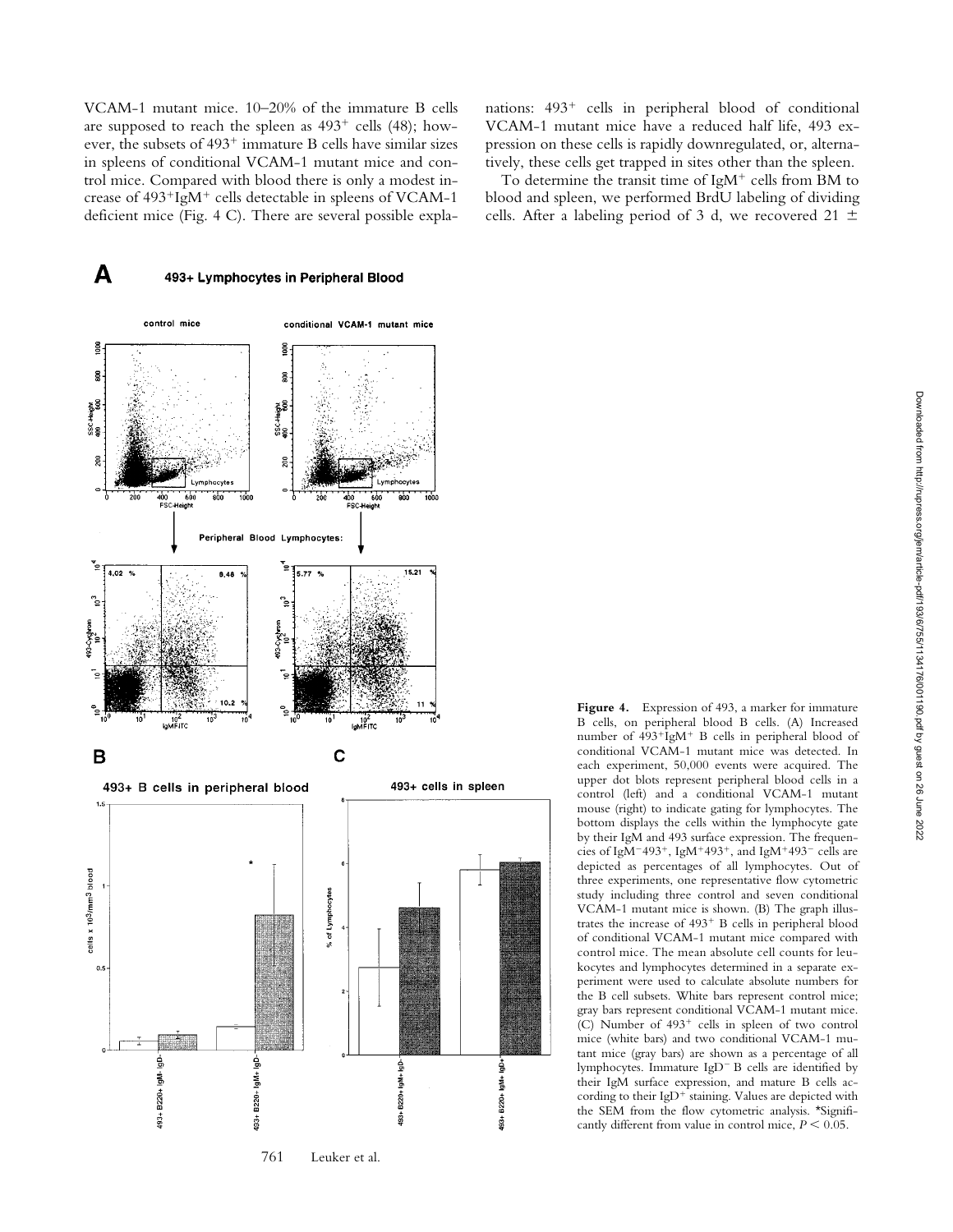VCAM-1 mutant mice. 10–20% of the immature B cells are supposed to reach the spleen as 493$^+$ cells (48); however, the subsets of 493$^+$ immature B cells have similar sizes in spleens of conditional VCAM-1 mutant mice and control mice. Compared with blood there is only a modest increase of 493$^+$IgM$^+$ cells detectable in spleens of VCAM-1 deficient mice (Fig. 4 C). There are several possible explanations: 493$^+$ cells in peripheral blood of conditional VCAM-1 mutant mice have a reduced half life, 493 expression on these cells is rapidly downregulated, or, alternatively, these cells get trapped in sites other than the spleen.

To determine the transit time of IgM$^+$ cells from BM to blood and spleen, we performed BrdU labeling of dividing cells. After a labeling period of 3 d, we recovered 21 ±

**Figure 4.** Expression of 493, a marker for immature B cells, on peripheral blood B cells. (A) Increased number of 493$^+$IgM$^+$ B cells in peripheral blood of conditional VCAM-1 mutant mice was detected. In each experiment, 50,000 events were acquired. The upper dot blots represent peripheral blood cells in a control (left) and a conditional VCAM-1 mutant mouse (right) to indicate gating for lymphocytes. The bottom displays the cells within the lymphocyte gate by their IgM and 493 surface expression. The frequencies of IgM$^-$493$^+$, IgM$^+$493$^+$, and IgM$^+$493$^-$ cells are depicted as percentages of all lymphocytes. Out of three experiments, one representative flow cytometric study including three control and seven conditional VCAM-1 mutant mice is shown. (B) The graph illustrates the increase of 493$^+$ B cells in peripheral blood of conditional VCAM-1 mutant mice compared with control mice. The mean absolute cell counts for leukocytes and lymphocytes determined in a separate experiment were used to calculate absolute numbers for the B cell subsets. White bars represent control mice; gray bars represent conditional VCAM-1 mutant mice. (C) Number of 493$^+$ cells in spleen of two control mice (white bars) and two conditional VCAM-1 mutant mice (gray bars) are shown as a percentage of all lymphocytes. Immature IgD$^-$ B cells are identified by their IgM surface expression, and mature B cells according to their IgD$^+$ staining. Values are depicted with the SEM from the flow cytometric analysis. *Significantly different from value in control mice, $P < 0.05$.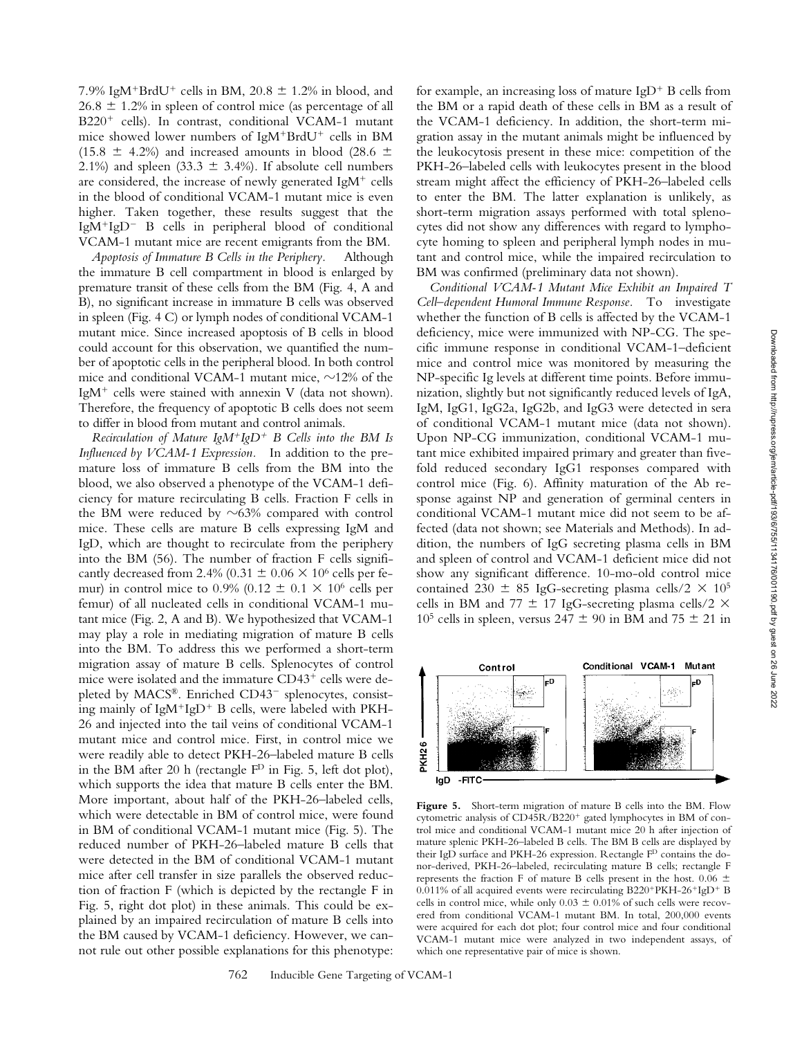7.9% IgM$^+$BrdU$^+$ cells in BM, 20.8 ± 1.2% in blood, and 26.8 ± 1.2% in spleen of control mice (as percentage of all B220$^+$ cells). In contrast, conditional VCAM-1 mutant mice showed lower numbers of IgM$^+$BrdU$^+$ cells in BM (15.8 ± 4.2%) and increased amounts in blood (28.6 ± 2.1%) and spleen (33.3 ± 3.4%). If absolute cell numbers are considered, the increase of newly generated IgM$^+$ cells in the blood of conditional VCAM-1 mutant mice is even higher. Taken together, these results suggest that the IgM$^+$IgD$^-$ B cells in peripheral blood of conditional VCAM-1 mutant mice are recent emigrants from the BM.

*Apoptosis of Immature B Cells in the Periphery.* Although the immature B cell compartment in blood is enlarged by premature transit of these cells from the BM (Fig. 4, A and B), no significant increase in immature B cells was observed in spleen (Fig. 4 C) or lymph nodes of conditional VCAM-1 mutant mice. Since increased apoptosis of B cells in blood could account for this observation, we quantified the number of apoptotic cells in the peripheral blood. In both control mice and conditional VCAM-1 mutant mice, ~12% of the IgM$^+$ cells were stained with annexin V (data not shown). Therefore, the frequency of apoptotic B cells does not seem to differ in blood from mutant and control animals.

*Recirculation of Mature IgM$^+$IgD$^+$ B Cells into the BM Is Influenced by VCAM-1 Expression.* In addition to the premature loss of immature B cells from the BM into the blood, we also observed a phenotype of the VCAM-1 deficiency for mature recirculating B cells. Fraction F cells in the BM were reduced by ~63% compared with control mice. These cells are mature B cells expressing IgM and IgD, which are thought to recirculate from the periphery into the BM (56). The number of fraction F cells significantly decreased from 2.4% (0.31 ± 0.06 × $10^6$ cells per femur) in control mice to 0.9% (0.12 ± 0.1 × $10^6$ cells per femur) of all nucleated cells in conditional VCAM-1 mutant mice (Fig. 2, A and B). We hypothesized that VCAM-1 may play a role in mediating migration of mature B cells into the BM. To address this we performed a short-term migration assay of mature B cells. Splenocytes of control mice were isolated and the immature CD43$^+$ cells were depleted by MACS®. Enriched CD43$^-$ splenocytes, consisting mainly of IgM$^+$IgD$^+$ B cells, were labeled with PKH-26 and injected into the tail veins of conditional VCAM-1 mutant mice and control mice. First, in control mice we were readily able to detect PKH-26–labeled mature B cells in the BM after 20 h (rectangle $F^D$ in Fig. 5, left dot plot), which supports the idea that mature B cells enter the BM. More important, about half of the PKH-26–labeled cells, which were detectable in BM of control mice, were found in BM of conditional VCAM-1 mutant mice (Fig. 5). The reduced number of PKH-26–labeled mature B cells that were detected in the BM of conditional VCAM-1 mutant mice after cell transfer in size parallels the observed reduction of fraction F (which is depicted by the rectangle F in Fig. 5, right dot plot) in these animals. This could be explained by an impaired recirculation of mature B cells into the BM caused by VCAM-1 deficiency. However, we cannot rule out other possible explanations for this phenotype: for example, an increasing loss of mature IgD$^+$ B cells from the BM or a rapid death of these cells in BM as a result of the VCAM-1 deficiency. In addition, the short-term migration assay in the mutant animals might be influenced by the leukocytosis present in these mice: competition of the PKH-26–labeled cells with leukocytes present in the blood stream might affect the efficiency of PKH-26–labeled cells to enter the BM. The latter explanation is unlikely, as short-term migration assays performed with total splenocytes did not show any differences with regard to lymphocyte homing to spleen and peripheral lymph nodes in mutant and control mice, while the impaired recirculation to BM was confirmed (preliminary data not shown).

*Conditional VCAM-1 Mutant Mice Exhibit an Impaired T Cell–dependent Humoral Immune Response.* To investigate whether the function of B cells is affected by the VCAM-1 deficiency, mice were immunized with NP-CG. The specific immune response in conditional VCAM-1–deficient mice and control mice was monitored by measuring the NP-specific Ig levels at different time points. Before immunization, slightly but not significantly reduced levels of IgA, IgM, IgG1, IgG2a, IgG2b, and IgG3 were detected in sera of conditional VCAM-1 mutant mice (data not shown). Upon NP-CG immunization, conditional VCAM-1 mutant mice exhibited impaired primary and greater than fivefold reduced secondary IgG1 responses compared with control mice (Fig. 6). Affinity maturation of the Ab response against NP and generation of germinal centers in conditional VCAM-1 mutant mice did not seem to be affected (data not shown; see Materials and Methods). In addition, the numbers of IgG secreting plasma cells in BM and spleen of control and VCAM-1 deficient mice did not show any significant difference. 10-mo-old control mice contained 230 ± 85 IgG-secreting plasma cells/2 × $10^5$ cells in BM and 77 ± 17 IgG-secreting plasma cells/2 × $10^5$ cells in spleen, versus 247 ± 90 in BM and 75 ± 21 in

**Figure 5.** Short-term migration of mature B cells into the BM. Flow cytometric analysis of CD45R/B220$^+$ gated lymphocytes in BM of control mice and conditional VCAM-1 mutant mice 20 h after injection of mature splenic PKH-26–labeled B cells. The BM B cells are displayed by their IgD surface and PKH-26 expression. Rectangle $F^D$ contains the donor-derived, PKH-26–labeled, recirculating mature B cells; rectangle F represents the fraction F of mature B cells present in the host. 0.06 ± 0.011% of all acquired events were recirculating B220$^+$PKH-26$^+$IgD$^+$ B cells in control mice, while only 0.03 ± 0.01% of such cells were recovered from conditional VCAM-1 mutant BM. In total, 200,000 events were acquired for each dot plot; four control mice and four conditional VCAM-1 mutant mice were analyzed in two independent assays, of which one representative pair of mice is shown.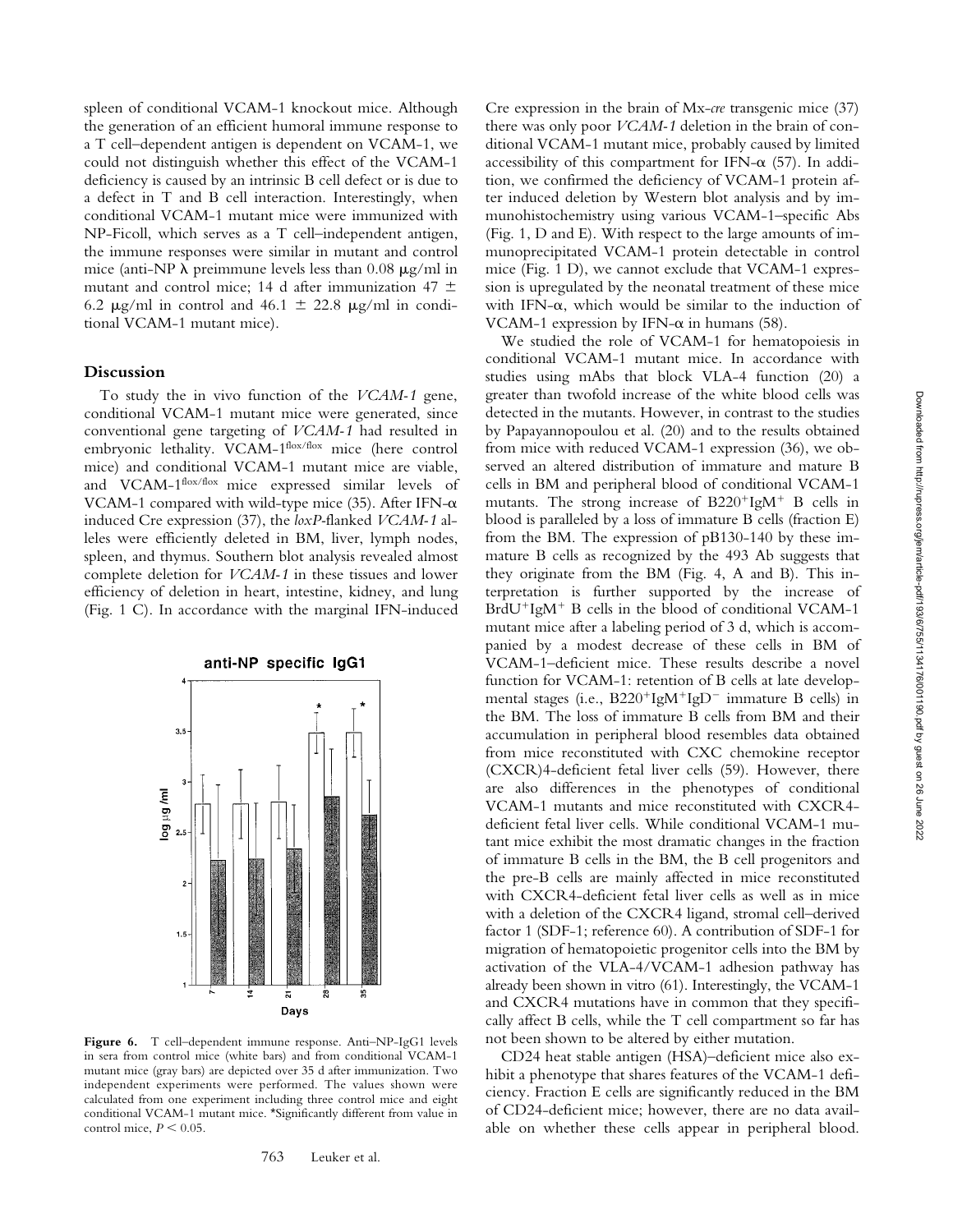spleen of conditional VCAM-1 knockout mice. Although the generation of an efficient humoral immune response to a T cell–dependent antigen is dependent on VCAM-1, we could not distinguish whether this effect of the VCAM-1 deficiency is caused by an intrinsic B cell defect or is due to a defect in T and B cell interaction. Interestingly, when conditional VCAM-1 mutant mice were immunized with NP-Ficoll, which serves as a T cell–independent antigen, the immune responses were similar in mutant and control mice (anti-NP λ preimmune levels less than 0.08 μg/ml in mutant and control mice; 14 d after immunization 47 ± 6.2 μg/ml in control and 46.1 ± 22.8 μg/ml in conditional VCAM-1 mutant mice).

## Discussion

To study the in vivo function of the *VCAM-1* gene, conditional VCAM-1 mutant mice were generated, since conventional gene targeting of *VCAM-1* had resulted in embryonic lethality. VCAM-1$^{flox/flox}$ mice (here control mice) and conditional VCAM-1 mutant mice are viable, and VCAM-1$^{flox/flox}$ mice expressed similar levels of VCAM-1 compared with wild-type mice (35). After IFN-α induced Cre expression (37), the *loxP*-flanked *VCAM-1* alleles were efficiently deleted in BM, liver, lymph nodes, spleen, and thymus. Southern blot analysis revealed almost complete deletion for *VCAM-1* in these tissues and lower efficiency of deletion in heart, intestine, kidney, and lung (Fig. 1 C). In accordance with the marginal IFN-induced Cre expression in the brain of Mx-*cre* transgenic mice (37) there was only poor *VCAM-1* deletion in the brain of conditional VCAM-1 mutant mice, probably caused by limited accessibility of this compartment for IFN-α (57). In addition, we confirmed the deficiency of VCAM-1 protein after induced deletion by Western blot analysis and by immunohistochemistry using various VCAM-1–specific Abs (Fig. 1, D and E). With respect to the large amounts of immunoprecipitated VCAM-1 protein detectable in control mice (Fig. 1 D), we cannot exclude that VCAM-1 expression is upregulated by the neonatal treatment of these mice with IFN-α, which would be similar to the induction of VCAM-1 expression by IFN-α in humans (58).

We studied the role of VCAM-1 for hematopoiesis in conditional VCAM-1 mutant mice. In accordance with studies using mAbs that block VLA-4 function (20) a greater than twofold increase of the white blood cells was detected in the mutants. However, in contrast to the studies by Papayannopoulou et al. (20) and to the results obtained from mice with reduced VCAM-1 expression (36), we observed an altered distribution of immature and mature B cells in BM and peripheral blood of conditional VCAM-1 mutants. The strong increase of B220$^+$IgM$^+$ B cells in blood is paralleled by a loss of immature B cells (fraction E) from the BM. The expression of pB130-140 by these immature B cells as recognized by the 493 Ab suggests that they originate from the BM (Fig. 4, A and B). This interpretation is further supported by the increase of BrdU$^+$IgM$^+$ B cells in the blood of conditional VCAM-1 mutant mice after a labeling period of 3 d, which is accompanied by a modest decrease of these cells in BM of VCAM-1–deficient mice. These results describe a novel function for VCAM-1: retention of B cells at late developmental stages (i.e., B220$^+$IgM$^+$IgD$^-$ immature B cells) in the BM. The loss of immature B cells from BM and their accumulation in peripheral blood resembles data obtained from mice reconstituted with CXC chemokine receptor (CXCR)4-deficient fetal liver cells (59). However, there are also differences in the phenotypes of conditional VCAM-1 mutants and mice reconstituted with CXCR4-deficient fetal liver cells. While conditional VCAM-1 mutant mice exhibit the most dramatic changes in the fraction of immature B cells in the BM, the B cell progenitors and the pre-B cells are mainly affected in mice reconstituted with CXCR4-deficient fetal liver cells as well as in mice with a deletion of the CXCR4 ligand, stromal cell–derived factor 1 (SDF-1; reference 60). A contribution of SDF-1 for migration of hematopoietic progenitor cells into the BM by activation of the VLA-4/VCAM-1 adhesion pathway has already been shown in vitro (61). Interestingly, the VCAM-1 and CXCR4 mutations have in common that they specifically affect B cells, while the T cell compartment so far has not been shown to be altered by either mutation.

CD24 heat stable antigen (HSA)–deficient mice also exhibit a phenotype that shares features of the VCAM-1 deficiency. Fraction E cells are significantly reduced in the BM of CD24-deficient mice; however, there are no data available on whether these cells appear in peripheral blood.

**Figure 6.** T cell–dependent immune response. Anti–NP-IgG1 levels in sera from control mice (white bars) and from conditional VCAM-1 mutant mice (gray bars) are depicted over 35 d after immunization. Two independent experiments were performed. The values shown were calculated from one experiment including three control mice and eight conditional VCAM-1 mutant mice. *Significantly different from value in control mice, $P < 0.05$.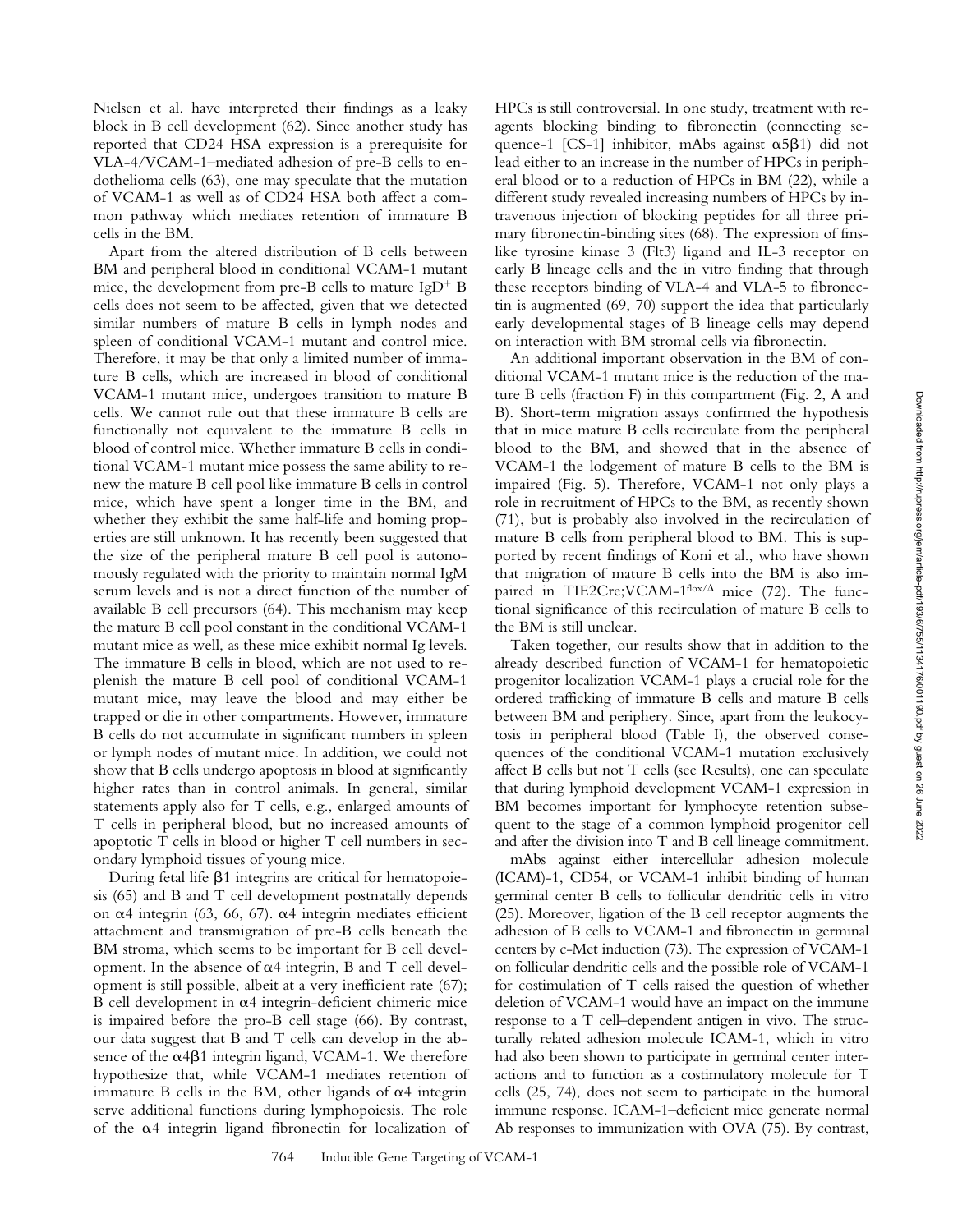Nielsen et al. have interpreted their findings as a leaky block in B cell development (62). Since another study has reported that CD24 HSA expression is a prerequisite for VLA-4/VCAM-1–mediated adhesion of pre-B cells to endothelioma cells (63), one may speculate that the mutation of VCAM-1 as well as of CD24 HSA both affect a common pathway which mediates retention of immature B cells in the BM.

Apart from the altered distribution of B cells between BM and peripheral blood in conditional VCAM-1 mutant mice, the development from pre-B cells to mature $IgD^{+}$ B cells does not seem to be affected, given that we detected similar numbers of mature B cells in lymph nodes and spleen of conditional VCAM-1 mutant and control mice. Therefore, it may be that only a limited number of immature B cells, which are increased in blood of conditional VCAM-1 mutant mice, undergoes transition to mature B cells. We cannot rule out that these immature B cells are functionally not equivalent to the immature B cells in blood of control mice. Whether immature B cells in conditional VCAM-1 mutant mice possess the same ability to renew the mature B cell pool like immature B cells in control mice, which have spent a longer time in the BM, and whether they exhibit the same half-life and homing properties are still unknown. It has recently been suggested that the size of the peripheral mature B cell pool is autonomously regulated with the priority to maintain normal IgM serum levels and is not a direct function of the number of available B cell precursors (64). This mechanism may keep the mature B cell pool constant in the conditional VCAM-1 mutant mice as well, as these mice exhibit normal Ig levels. The immature B cells in blood, which are not used to replenish the mature B cell pool of conditional VCAM-1 mutant mice, may leave the blood and may either be trapped or die in other compartments. However, immature B cells do not accumulate in significant numbers in spleen or lymph nodes of mutant mice. In addition, we could not show that B cells undergo apoptosis in blood at significantly higher rates than in control animals. In general, similar statements apply also for T cells, e.g., enlarged amounts of T cells in peripheral blood, but no increased amounts of apoptotic T cells in blood or higher T cell numbers in secondary lymphoid tissues of young mice.

During fetal life β1 integrins are critical for hematopoiesis (65) and B and T cell development postnatally depends on α4 integrin (63, 66, 67). α4 integrin mediates efficient attachment and transmigration of pre-B cells beneath the BM stroma, which seems to be important for B cell development. In the absence of α4 integrin, B and T cell development is still possible, albeit at a very inefficient rate (67); B cell development in α4 integrin-deficient chimeric mice is impaired before the pro-B cell stage (66). By contrast, our data suggest that B and T cells can develop in the absence of the α4β1 integrin ligand, VCAM-1. We therefore hypothesize that, while VCAM-1 mediates retention of immature B cells in the BM, other ligands of α4 integrin serve additional functions during lymphopoiesis. The role of the α4 integrin ligand fibronectin for localization of HPCs is still controversial. In one study, treatment with reagents blocking binding to fibronectin (connecting sequence-1 [CS-1] inhibitor, mAbs against α5β1) did not lead either to an increase in the number of HPCs in peripheral blood or to a reduction of HPCs in BM (22), while a different study revealed increasing numbers of HPCs by intravenous injection of blocking peptides for all three primary fibronectin-binding sites (68). The expression of fms-like tyrosine kinase 3 (Flt3) ligand and IL-3 receptor on early B lineage cells and the in vitro finding that through these receptors binding of VLA-4 and VLA-5 to fibronectin is augmented (69, 70) support the idea that particularly early developmental stages of B lineage cells may depend on interaction with BM stromal cells via fibronectin.

An additional important observation in the BM of conditional VCAM-1 mutant mice is the reduction of the mature B cells (fraction F) in this compartment (Fig. 2, A and B). Short-term migration assays confirmed the hypothesis that in mice mature B cells recirculate from the peripheral blood to the BM, and showed that in the absence of VCAM-1 the lodgement of mature B cells to the BM is impaired (Fig. 5). Therefore, VCAM-1 not only plays a role in recruitment of HPCs to the BM, as recently shown (71), but is probably also involved in the recirculation of mature B cells from peripheral blood to BM. This is supported by recent findings of Koni et al., who have shown that migration of mature B cells into the BM is also impaired in TIE2Cre;VCAM-$1^{flox/\Delta}$ mice (72). The functional significance of this recirculation of mature B cells to the BM is still unclear.

Taken together, our results show that in addition to the already described function of VCAM-1 for hematopoietic progenitor localization VCAM-1 plays a crucial role for the ordered trafficking of immature B cells and mature B cells between BM and periphery. Since, apart from the leukocytosis in peripheral blood (Table I), the observed consequences of the conditional VCAM-1 mutation exclusively affect B cells but not T cells (see Results), one can speculate that during lymphoid development VCAM-1 expression in BM becomes important for lymphocyte retention subsequent to the stage of a common lymphoid progenitor cell and after the division into T and B cell lineage commitment.

mAbs against either intercellular adhesion molecule (ICAM)-1, CD54, or VCAM-1 inhibit binding of human germinal center B cells to follicular dendritic cells in vitro (25). Moreover, ligation of the B cell receptor augments the adhesion of B cells to VCAM-1 and fibronectin in germinal centers by c-Met induction (73). The expression of VCAM-1 on follicular dendritic cells and the possible role of VCAM-1 for costimulation of T cells raised the question of whether deletion of VCAM-1 would have an impact on the immune response to a T cell–dependent antigen in vivo. The structurally related adhesion molecule ICAM-1, which in vitro had also been shown to participate in germinal center interactions and to function as a costimulatory molecule for T cells (25, 74), does not seem to participate in the humoral immune response. ICAM-1–deficient mice generate normal Ab responses to immunization with OVA (75). By contrast,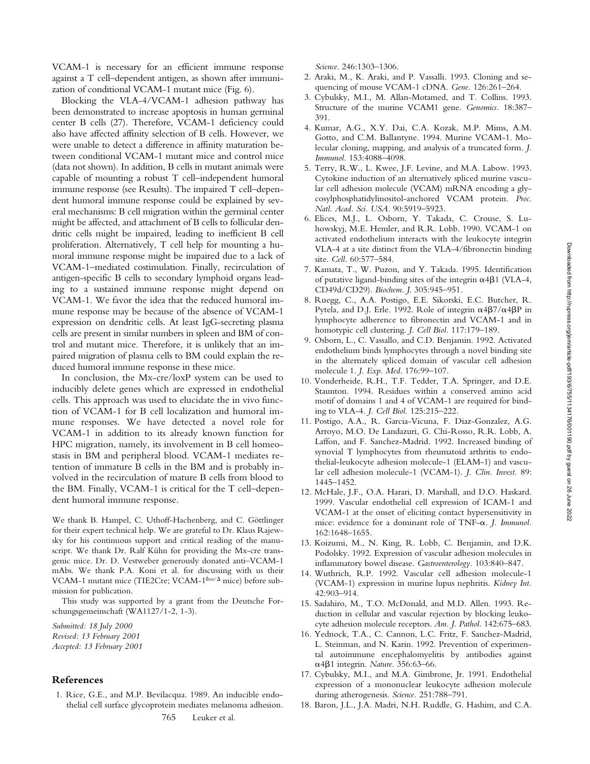VCAM-1 is necessary for an efficient immune response against a T cell–dependent antigen, as shown after immunization of conditional VCAM-1 mutant mice (Fig. 6).

Blocking the VLA-4/VCAM-1 adhesion pathway has been demonstrated to increase apoptosis in human germinal center B cells (27). Therefore, VCAM-1 deficiency could also have affected affinity selection of B cells. However, we were unable to detect a difference in affinity maturation between conditional VCAM-1 mutant mice and control mice (data not shown). In addition, B cells in mutant animals were capable of mounting a robust T cell–independent humoral immune response (see Results). The impaired T cell–dependent humoral immune response could be explained by several mechanisms: B cell migration within the germinal center might be affected, and attachment of B cells to follicular dendritic cells might be impaired, leading to inefficient B cell proliferation. Alternatively, T cell help for mounting a humoral immune response might be impaired due to a lack of VCAM-1–mediated costimulation. Finally, recirculation of antigen-specific B cells to secondary lymphoid organs leading to a sustained immune response might depend on VCAM-1. We favor the idea that the reduced humoral immune response may be because of the absence of VCAM-1 expression on dendritic cells. At least IgG-secreting plasma cells are present in similar numbers in spleen and BM of control and mutant mice. Therefore, it is unlikely that an impaired migration of plasma cells to BM could explain the reduced humoral immune response in these mice.

In conclusion, the Mx-cre/loxP system can be used to inducibly delete genes which are expressed in endothelial cells. This approach was used to elucidate the in vivo function of VCAM-1 for B cell localization and humoral immune responses. We have detected a novel role for VCAM-1 in addition to its already known function for HPC migration, namely, its involvement in B cell homeostasis in BM and peripheral blood. VCAM-1 mediates retention of immature B cells in the BM and is probably involved in the recirculation of mature B cells from blood to the BM. Finally, VCAM-1 is critical for the T cell–dependent humoral immune response.

We thank B. Hampel, C. Uthoff-Hachenberg, and C. Göttlinger for their expert technical help. We are grateful to Dr. Klaus Rajewsky for his continuous support and critical reading of the manuscript. We thank Dr. Ralf Kühn for providing the Mx-cre transgenic mice. Dr. D. Vestweber generously donated anti–VCAM-1 mAbs. We thank P.A. Koni et al. for discussing with us their VCAM-1 mutant mice (TIE2Cre; VCAM-1$^{flox/\Delta}$ mice) before submission for publication.

This study was supported by a grant from the Deutsche Forschungsgemeinschaft (WA1127/1-2, 1-3).

*Submitted: 18 July 2000*
*Revised: 13 February 2001*
*Accepted: 13 February 2001*

## References

1. Rice, G.E., and M.P. Bevilacqua. 1989. An inducible endothelial cell surface glycoprotein mediates melanoma adhesion. *Science*. 246:1303–1306.
2. Araki, M., K. Araki, and P. Vassalli. 1993. Cloning and sequencing of mouse VCAM-1 cDNA. *Gene*. 126:261–264.
3. Cybulsky, M.I., M. Allan-Motamed, and T. Collins. 1993. Structure of the murine VCAM1 gene. *Genomics*. 18:387–391.
4. Kumar, A.G., X.Y. Dai, C.A. Kozak, M.P. Mims, A.M. Gotto, and C.M. Ballantyne. 1994. Murine VCAM-1. Molecular cloning, mapping, and analysis of a truncated form. *J. Immunol*. 153:4088–4098.
5. Terry, R.W., L. Kwee, J.F. Levine, and M.A. Labow. 1993. Cytokine induction of an alternatively spliced murine vascular cell adhesion molecule (VCAM) mRNA encoding a glycosylphosphatidylinositol-anchored VCAM protein. *Proc. Natl. Acad. Sci. USA*. 90:5919–5923.
6. Elices, M.J., L. Osborn, Y. Takada, C. Crouse, S. Luhowskyj, M.E. Hemler, and R.R. Lobb. 1990. VCAM-1 on activated endothelium interacts with the leukocyte integrin VLA-4 at a site distinct from the VLA-4/fibronectin binding site. *Cell*. 60:577–584.
7. Kamata, T., W. Puzon, and Y. Takada. 1995. Identification of putative ligand-binding sites of the integrin $\alpha 4\beta 1$ (VLA-4, CD49d/CD29). *Biochem. J*. 305:945–951.
8. Ruegg, C., A.A. Postigo, E.E. Sikorski, E.C. Butcher, R. Pytela, and D.J. Erle. 1992. Role of integrin $\alpha 4\beta 7/\alpha 4\beta P$ in lymphocyte adherence to fibronectin and VCAM-1 and in homotypic cell clustering. *J. Cell Biol*. 117:179–189.
9. Osborn, L., C. Vassallo, and C.D. Benjamin. 1992. Activated endothelium binds lymphocytes through a novel binding site in the alternately spliced domain of vascular cell adhesion molecule 1. *J. Exp. Med*. 176:99–107.
10. Vonderheide, R.H., T.F. Tedder, T.A. Springer, and D.E. Staunton. 1994. Residues within a conserved amino acid motif of domains 1 and 4 of VCAM-1 are required for binding to VLA-4. *J. Cell Biol*. 125:215–222.
11. Postigo, A.A., R. Garcia-Vicuna, F. Diaz-Gonzalez, A.G. Arroyo, M.O. De Landazuri, G. Chi-Rosso, R.R. Lobb, A. Laffon, and F. Sanchez-Madrid. 1992. Increased binding of synovial T lymphocytes from rheumatoid arthritis to endothelial-leukocyte adhesion molecule-1 (ELAM-1) and vascular cell adhesion molecule-1 (VCAM-1). *J. Clin. Invest*. 89:1445–1452.
12. McHale, J.F., O.A. Harari, D. Marshall, and D.O. Haskard. 1999. Vascular endothelial cell expression of ICAM-1 and VCAM-1 at the onset of eliciting contact hypersensitivity in mice: evidence for a dominant role of TNF-$\alpha$. *J. Immunol*. 162:1648–1655.
13. Koizumi, M., N. King, R. Lobb, C. Benjamin, and D.K. Podolsky. 1992. Expression of vascular adhesion molecules in inflammatory bowel disease. *Gastroenterology*. 103:840–847.
14. Wuthrich, R.P. 1992. Vascular cell adhesion molecule-1 (VCAM-1) expression in murine lupus nephritis. *Kidney Int*. 42:903–914.
15. Sadahiro, M., T.O. McDonald, and M.D. Allen. 1993. Reduction in cellular and vascular rejection by blocking leukocyte adhesion molecule receptors. *Am. J. Pathol*. 142:675–683.
16. Yednock, T.A., C. Cannon, L.C. Fritz, F. Sanchez-Madrid, L. Steinman, and N. Karin. 1992. Prevention of experimental autoimmune encephalomyelitis by antibodies against $\alpha 4\beta 1$ integrin. *Nature*. 356:63–66.
17. Cybulsky, M.I., and M.A. Gimbrone, Jr. 1991. Endothelial expression of a mononuclear leukocyte adhesion molecule during atherogenesis. *Science*. 251:788–791.
18. Baron, J.L., J.A. Madri, N.H. Ruddle, G. Hashim, and C.A.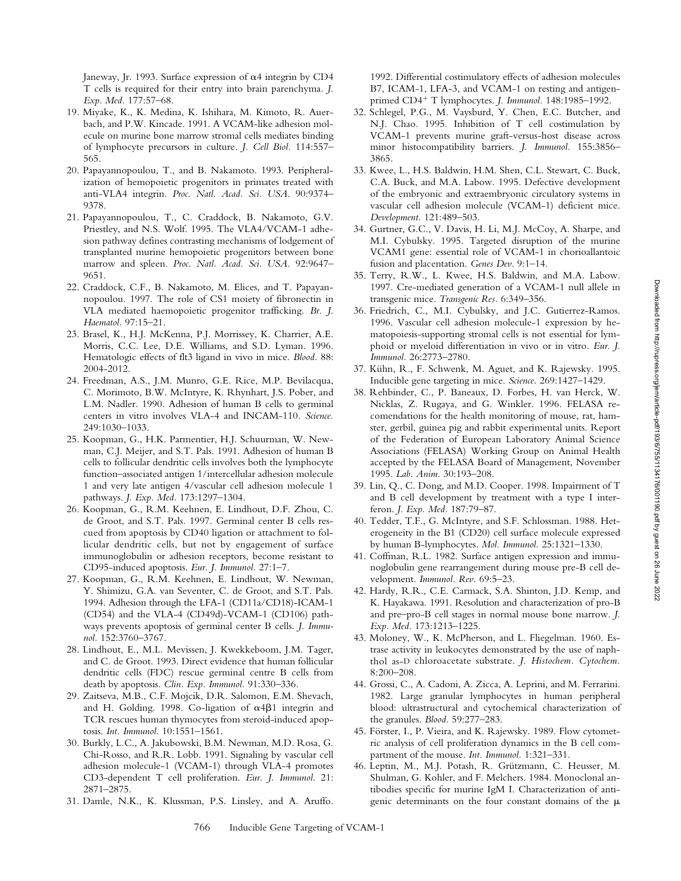Janeway, Jr. 1993. Surface expression of α4 integrin by CD4 T cells is required for their entry into brain parenchyma. *J. Exp. Med.* 177:57–68.

19. Miyake, K., K. Medina, K. Ishihara, M. Kimoto, R. Auerbach, and P.W. Kincade. 1991. A VCAM-like adhesion molecule on murine bone marrow stromal cells mediates binding of lymphocyte precursors in culture. *J. Cell Biol.* 114:557–565.
20. Papayannopoulou, T., and B. Nakamoto. 1993. Peripheralization of hemopoietic progenitors in primates treated with anti-VLA4 integrin. *Proc. Natl. Acad. Sci. USA.* 90:9374–9378.
21. Papayannopoulou, T., C. Craddock, B. Nakamoto, G.V. Priestley, and N.S. Wolf. 1995. The VLA4/VCAM-1 adhesion pathway defines contrasting mechanisms of lodgement of transplanted murine hemopoietic progenitors between bone marrow and spleen. *Proc. Natl. Acad. Sci. USA.* 92:9647–9651.
22. Craddock, C.F., B. Nakamoto, M. Elices, and T. Papayannopoulou. 1997. The role of CS1 moiety of fibronectin in VLA mediated haemopoietic progenitor trafficking. *Br. J. Haematol.* 97:15–21.
23. Brasel, K., H.J. McKenna, P.J. Morrissey, K. Charrier, A.E. Morris, C.C. Lee, D.E. Williams, and S.D. Lyman. 1996. Hematologic effects of flt3 ligand in vivo in mice. *Blood.* 88: 2004-2012.
24. Freedman, A.S., J.M. Munro, G.E. Rice, M.P. Bevilacqua, C. Morimoto, B.W. McIntyre, K. Rhynhart, J.S. Pober, and L.M. Nadler. 1990. Adhesion of human B cells to germinal centers in vitro involves VLA-4 and INCAM-110. *Science.* 249:1030–1033.
25. Koopman, G., H.K. Parmentier, H.J. Schuurman, W. Newman, C.J. Meijer, and S.T. Pals. 1991. Adhesion of human B cells to follicular dendritic cells involves both the lymphocyte function–associated antigen 1/intercellular adhesion molecule 1 and very late antigen 4/vascular cell adhesion molecule 1 pathways. *J. Exp. Med.* 173:1297–1304.
26. Koopman, G., R.M. Keehnen, E. Lindhout, D.F. Zhou, C. de Groot, and S.T. Pals. 1997. Germinal center B cells rescued from apoptosis by CD40 ligation or attachment to follicular dendritic cells, but not by engagement of surface immunoglobulin or adhesion receptors, become resistant to CD95-induced apoptosis. *Eur. J. Immunol.* 27:1–7.
27. Koopman, G., R.M. Keehnen, E. Lindhout, W. Newman, Y. Shimizu, G.A. van Seventer, C. de Groot, and S.T. Pals. 1994. Adhesion through the LFA-1 (CD11a/CD18)-ICAM-1 (CD54) and the VLA-4 (CD49d)-VCAM-1 (CD106) pathways prevents apoptosis of germinal center B cells. *J. Immunol.* 152:3760–3767.
28. Lindhout, E., M.L. Mevissen, J. Kwekkeboom, J.M. Tager, and C. de Groot. 1993. Direct evidence that human follicular dendritic cells (FDC) rescue germinal centre B cells from death by apoptosis. *Clin. Exp. Immunol.* 91:330–336.
29. Zaitseva, M.B., C.F. Mojcik, D.R. Salomon, E.M. Shevach, and H. Golding. 1998. Co-ligation of α4β1 integrin and TCR rescues human thymocytes from steroid-induced apoptosis. *Int. Immunol.* 10:1551–1561.
30. Burkly, L.C., A. Jakubowski, B.M. Newman, M.D. Rosa, G. Chi-Rosso, and R.R. Lobb. 1991. Signaling by vascular cell adhesion molecule-1 (VCAM-1) through VLA-4 promotes CD3-dependent T cell proliferation. *Eur. J. Immunol.* 21: 2871–2875.
31. Damle, N.K., K. Klussman, P.S. Linsley, and A. Aruffo. 1992. Differential costimulatory effects of adhesion molecules B7, ICAM-1, LFA-3, and VCAM-1 on resting and antigen-primed $CD4^+$ T lymphocytes. *J. Immunol.* 148:1985–1992.
32. Schlegel, P.G., M. Vaysburd, Y. Chen, E.C. Butcher, and N.J. Chao. 1995. Inhibition of T cell costimulation by VCAM-1 prevents murine graft-versus-host disease across minor histocompatibility barriers. *J. Immunol.* 155:3856–3865.
33. Kwee, L., H.S. Baldwin, H.M. Shen, C.L. Stewart, C. Buck, C.A. Buck, and M.A. Labow. 1995. Defective development of the embryonic and extraembryonic circulatory systems in vascular cell adhesion molecule (VCAM-1) deficient mice. *Development.* 121:489–503.
34. Gurtner, G.C., V. Davis, H. Li, M.J. McCoy, A. Sharpe, and M.I. Cybulsky. 1995. Targeted disruption of the murine VCAM1 gene: essential role of VCAM-1 in chorioallantoic fusion and placentation. *Genes Dev.* 9:1–14.
35. Terry, R.W., L. Kwee, H.S. Baldwin, and M.A. Labow. 1997. Cre-mediated generation of a VCAM-1 null allele in transgenic mice. *Transgenic Res.* 6:349–356.
36. Friedrich, C., M.I. Cybulsky, and J.C. Gutierrez-Ramos. 1996. Vascular cell adhesion molecule-1 expression by hematopoiesis-supporting stromal cells is not essential for lymphoid or myeloid differentiation in vivo or in vitro. *Eur. J. Immunol.* 26:2773–2780.
37. Kühn, R., F. Schwenk, M. Aguet, and K. Rajewsky. 1995. Inducible gene targeting in mice. *Science.* 269:1427–1429.
38. Rehbinder, C., P. Baneaux, D. Forbes, H. van Herck, W. Nicklas, Z. Rugaya, and G. Winkler. 1996. FELASA recomendations for the health monitoring of mouse, rat, hamster, gerbil, guinea pig and rabbit experimental units. Report of the Federation of European Laboratory Animal Science Associations (FELASA) Working Group on Animal Health accepted by the FELASA Board of Management, November 1995. *Lab. Anim.* 30:193–208.
39. Lin, Q., C. Dong, and M.D. Cooper. 1998. Impairment of T and B cell development by treatment with a type I interferon. *J. Exp. Med.* 187:79–87.
40. Tedder, T.F., G. McIntyre, and S.F. Schlossman. 1988. Heterogeneity in the B1 (CD20) cell surface molecule expressed by human B-lymphocytes. *Mol. Immunol.* 25:1321–1330.
41. Coffman, R.L. 1982. Surface antigen expression and immunoglobulin gene rearrangement during mouse pre-B cell development. *Immunol. Rev.* 69:5–23.
42. Hardy, R.R., C.E. Carmack, S.A. Shinton, J.D. Kemp, and K. Hayakawa. 1991. Resolution and characterization of pro-B and pre–pro-B cell stages in normal mouse bone marrow. *J. Exp. Med.* 173:1213–1225.
43. Moloney, W., K. McPherson, and L. Fliegelman. 1960. Esterase activity in leukocytes demonstrated by the use of naphthol as-D chloroacetate substrate. *J. Histochem. Cytochem.* 8:200–208.
44. Grossi, C., A. Cadoni, A. Zicca, A. Leprini, and M. Ferrarini. 1982. Large granular lymphocytes in human peripheral blood: ultrastructural and cytochemical characterization of the granules. *Blood.* 59:277–283.
45. Förster, I., P. Vieira, and K. Rajewsky. 1989. Flow cytometric analysis of cell proliferation dynamics in the B cell compartment of the mouse. *Int. Immunol.* 1:321–331.
46. Leptin, M., M.J. Potash, R. Grützmann, C. Heusser, M. Shulman, G. Kohler, and F. Melchers. 1984. Monoclonal antibodies specific for murine IgM I. Characterization of antigenic determinants on the four constant domains of the μ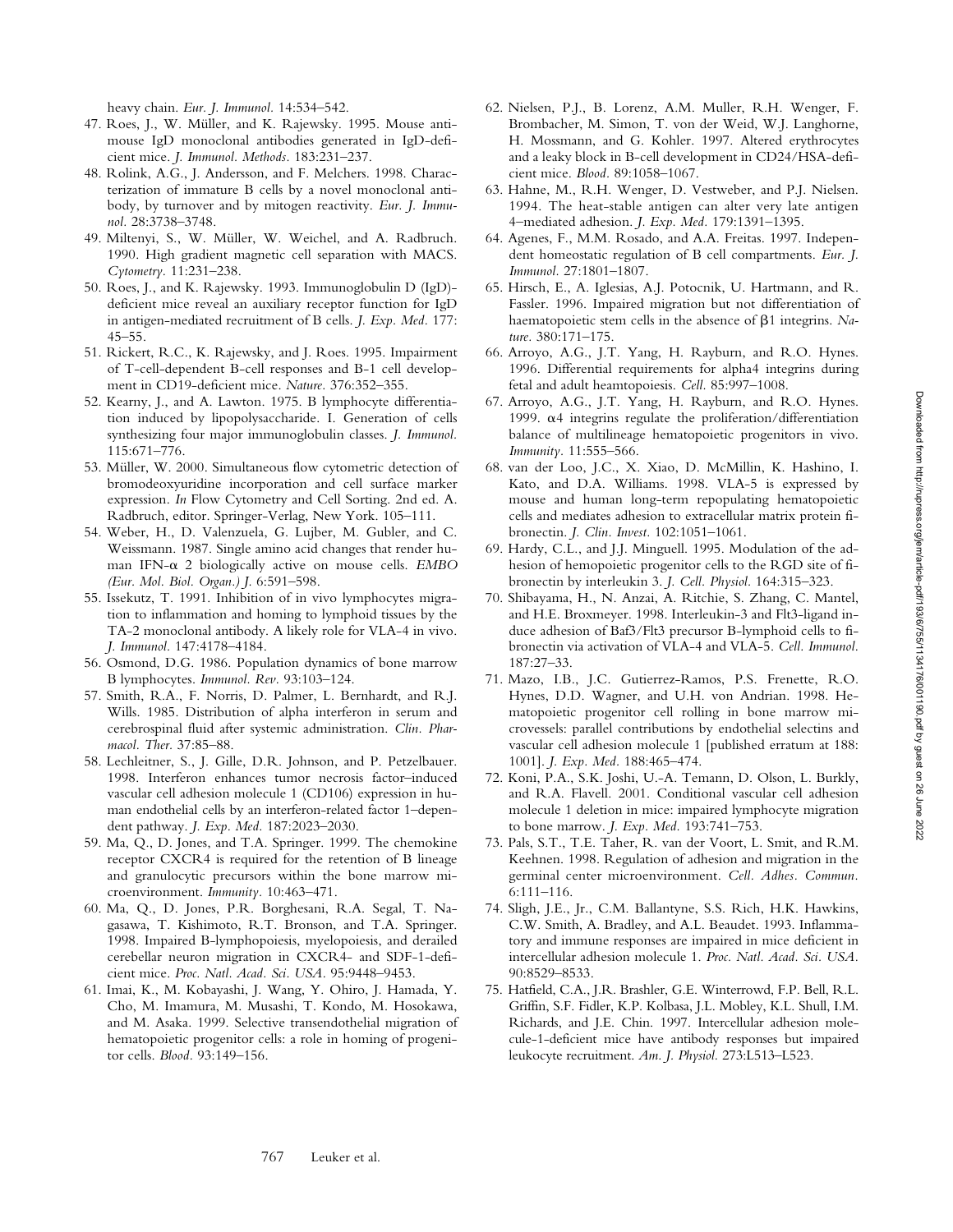heavy chain. *Eur. J. Immunol.* 14:534–542.

47. Roes, J., W. Müller, and K. Rajewsky. 1995. Mouse anti-mouse IgD monoclonal antibodies generated in IgD-deficient mice. *J. Immunol. Methods.* 183:231–237.
48. Rolink, A.G., J. Andersson, and F. Melchers. 1998. Characterization of immature B cells by a novel monoclonal antibody, by turnover and by mitogen reactivity. *Eur. J. Immunol.* 28:3738–3748.
49. Miltenyi, S., W. Müller, W. Weichel, and A. Radbruch. 1990. High gradient magnetic cell separation with MACS. *Cytometry.* 11:231–238.
50. Roes, J., and K. Rajewsky. 1993. Immunoglobulin D (IgD)-deficient mice reveal an auxiliary receptor function for IgD in antigen-mediated recruitment of B cells. *J. Exp. Med.* 177:45–55.
51. Rickert, R.C., K. Rajewsky, and J. Roes. 1995. Impairment of T-cell-dependent B-cell responses and B-1 cell development in CD19-deficient mice. *Nature.* 376:352–355.
52. Kearny, J., and A. Lawton. 1975. B lymphocyte differentiation induced by lipopolysaccharide. I. Generation of cells synthesizing four major immunoglobulin classes. *J. Immunol.* 115:671–776.
53. Müller, W. 2000. Simultaneous flow cytometric detection of bromodeoxyuridine incorporation and cell surface marker expression. *In* Flow Cytometry and Cell Sorting. 2nd ed. A. Radbruch, editor. Springer-Verlag, New York. 105–111.
54. Weber, H., D. Valenzuela, G. Lujber, M. Gubler, and C. Weissmann. 1987. Single amino acid changes that render human IFN-α 2 biologically active on mouse cells. *EMBO (Eur. Mol. Biol. Organ.) J.* 6:591–598.
55. Issekutz, T. 1991. Inhibition of in vivo lymphocytes migration to inflammation and homing to lymphoid tissues by the TA-2 monoclonal antibody. A likely role for VLA-4 in vivo. *J. Immunol.* 147:4178–4184.
56. Osmond, D.G. 1986. Population dynamics of bone marrow B lymphocytes. *Immunol. Rev.* 93:103–124.
57. Smith, R.A., F. Norris, D. Palmer, L. Bernhardt, and R.J. Wills. 1985. Distribution of alpha interferon in serum and cerebrospinal fluid after systemic administration. *Clin. Pharmacol. Ther.* 37:85–88.
58. Lechleitner, S., J. Gille, D.R. Johnson, and P. Petzelbauer. 1998. Interferon enhances tumor necrosis factor–induced vascular cell adhesion molecule 1 (CD106) expression in human endothelial cells by an interferon-related factor 1–dependent pathway. *J. Exp. Med.* 187:2023–2030.
59. Ma, Q., D. Jones, and T.A. Springer. 1999. The chemokine receptor CXCR4 is required for the retention of B lineage and granulocytic precursors within the bone marrow microenvironment. *Immunity.* 10:463–471.
60. Ma, Q., D. Jones, P.R. Borghesani, R.A. Segal, T. Nagasawa, T. Kishimoto, R.T. Bronson, and T.A. Springer. 1998. Impaired B-lymphopoiesis, myelopoiesis, and derailed cerebellar neuron migration in CXCR4- and SDF-1-deficient mice. *Proc. Natl. Acad. Sci. USA.* 95:9448–9453.
61. Imai, K., M. Kobayashi, J. Wang, Y. Ohiro, J. Hamada, Y. Cho, M. Imamura, M. Musashi, T. Kondo, M. Hosokawa, and M. Asaka. 1999. Selective transendothelial migration of hematopoietic progenitor cells: a role in homing of progenitor cells. *Blood.* 93:149–156.
62. Nielsen, P.J., B. Lorenz, A.M. Muller, R.H. Wenger, F. Brombacher, M. Simon, T. von der Weid, W.J. Langhorne, H. Mossmann, and G. Kohler. 1997. Altered erythrocytes and a leaky block in B-cell development in CD24/HSA-deficient mice. *Blood.* 89:1058–1067.
63. Hahne, M., R.H. Wenger, D. Vestweber, and P.J. Nielsen. 1994. The heat-stable antigen can alter very late antigen 4–mediated adhesion. *J. Exp. Med.* 179:1391–1395.
64. Agenes, F., M.M. Rosado, and A.A. Freitas. 1997. Independent homeostatic regulation of B cell compartments. *Eur. J. Immunol.* 27:1801–1807.
65. Hirsch, E., A. Iglesias, A.J. Potocnik, U. Hartmann, and R. Fassler. 1996. Impaired migration but not differentiation of haematopoietic stem cells in the absence of β1 integrins. *Nature.* 380:171–175.
66. Arroyo, A.G., J.T. Yang, H. Rayburn, and R.O. Hynes. 1996. Differential requirements for alpha4 integrins during fetal and adult heamtopoiesis. *Cell.* 85:997–1008.
67. Arroyo, A.G., J.T. Yang, H. Rayburn, and R.O. Hynes. 1999. α4 integrins regulate the proliferation/differentiation balance of multilineage hematopoietic progenitors in vivo. *Immunity.* 11:555–566.
68. van der Loo, J.C., X. Xiao, D. McMillin, K. Hashino, I. Kato, and D.A. Williams. 1998. VLA-5 is expressed by mouse and human long-term repopulating hematopoietic cells and mediates adhesion to extracellular matrix protein fibronectin. *J. Clin. Invest.* 102:1051–1061.
69. Hardy, C.L., and J.J. Minguell. 1995. Modulation of the adhesion of hemopoietic progenitor cells to the RGD site of fibronectin by interleukin 3. *J. Cell. Physiol.* 164:315–323.
70. Shibayama, H., N. Anzai, A. Ritchie, S. Zhang, C. Mantel, and H.E. Broxmeyer. 1998. Interleukin-3 and Flt3-ligand induce adhesion of Baf3/Flt3 precursor B-lymphoid cells to fibronectin via activation of VLA-4 and VLA-5. *Cell. Immunol.* 187:27–33.
71. Mazo, I.B., J.C. Gutierrez-Ramos, P.S. Frenette, R.O. Hynes, D.D. Wagner, and U.H. von Andrian. 1998. Hematopoietic progenitor cell rolling in bone marrow microvessels: parallel contributions by endothelial selectins and vascular cell adhesion molecule 1 [published erratum at 188: 1001]. *J. Exp. Med.* 188:465–474.
72. Koni, P.A., S.K. Joshi, U.-A. Temann, D. Olson, L. Burkly, and R.A. Flavell. 2001. Conditional vascular cell adhesion molecule 1 deletion in mice: impaired lymphocyte migration to bone marrow. *J. Exp. Med.* 193:741–753.
73. Pals, S.T., T.E. Taher, R. van der Voort, L. Smit, and R.M. Keehnen. 1998. Regulation of adhesion and migration in the germinal center microenvironment. *Cell. Adhes. Commun.* 6:111–116.
74. Sligh, J.E., Jr., C.M. Ballantyne, S.S. Rich, H.K. Hawkins, C.W. Smith, A. Bradley, and A.L. Beaudet. 1993. Inflammatory and immune responses are impaired in mice deficient in intercellular adhesion molecule 1. *Proc. Natl. Acad. Sci. USA.* 90:8529–8533.
75. Hatfield, C.A., J.R. Brashler, G.E. Winterrowd, F.P. Bell, R.L. Griffin, S.F. Fidler, K.P. Kolbasa, J.L. Mobley, K.L. Shull, I.M. Richards, and J.E. Chin. 1997. Intercellular adhesion molecule-1-deficient mice have antibody responses but impaired leukocyte recruitment. *Am. J. Physiol.* 273:L513–L523.